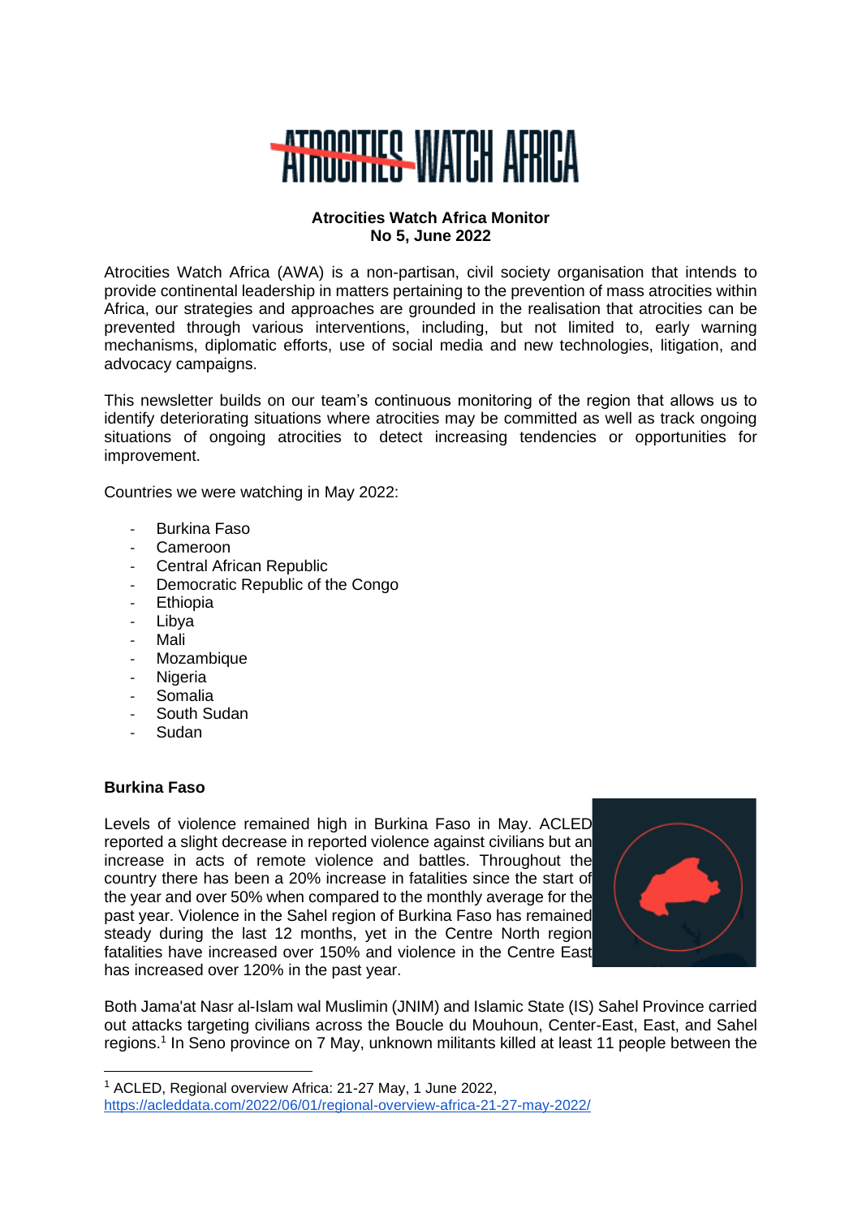# ATROCITIES WATCH AFRICA

**Atrocities Watch Africa Monitor**
**No 5, June 2022**

Atrocities Watch Africa (AWA) is a non-partisan, civil society organisation that intends to provide continental leadership in matters pertaining to the prevention of mass atrocities within Africa, our strategies and approaches are grounded in the realisation that atrocities can be prevented through various interventions, including, but not limited to, early warning mechanisms, diplomatic efforts, use of social media and new technologies, litigation, and advocacy campaigns.

This newsletter builds on our team's continuous monitoring of the region that allows us to identify deteriorating situations where atrocities may be committed as well as track ongoing situations of ongoing atrocities to detect increasing tendencies or opportunities for improvement.

Countries we were watching in May 2022:

- Burkina Faso
- Cameroon
- Central African Republic
- Democratic Republic of the Congo
- Ethiopia
- Libya
- Mali
- Mozambique
- Nigeria
- Somalia
- South Sudan
- Sudan

## Burkina Faso

Levels of violence remained high in Burkina Faso in May. ACLED reported a slight decrease in reported violence against civilians but an increase in acts of remote violence and battles. Throughout the country there has been a 20% increase in fatalities since the start of the year and over 50% when compared to the monthly average for the past year. Violence in the Sahel region of Burkina Faso has remained steady during the last 12 months, yet in the Centre North region fatalities have increased over 150% and violence in the Centre East has increased over 120% in the past year.

Both Jama'at Nasr al-Islam wal Muslimin (JNIM) and Islamic State (IS) Sahel Province carried out attacks targeting civilians across the Boucle du Mouhoun, Center-East, East, and Sahel regions.[1] In Seno province on 7 May, unknown militants killed at least 11 people between the

[1] ACLED, Regional overview Africa: 21-27 May, 1 June 2022, https://acleddata.com/2022/06/01/regional-overview-africa-21-27-may-2022/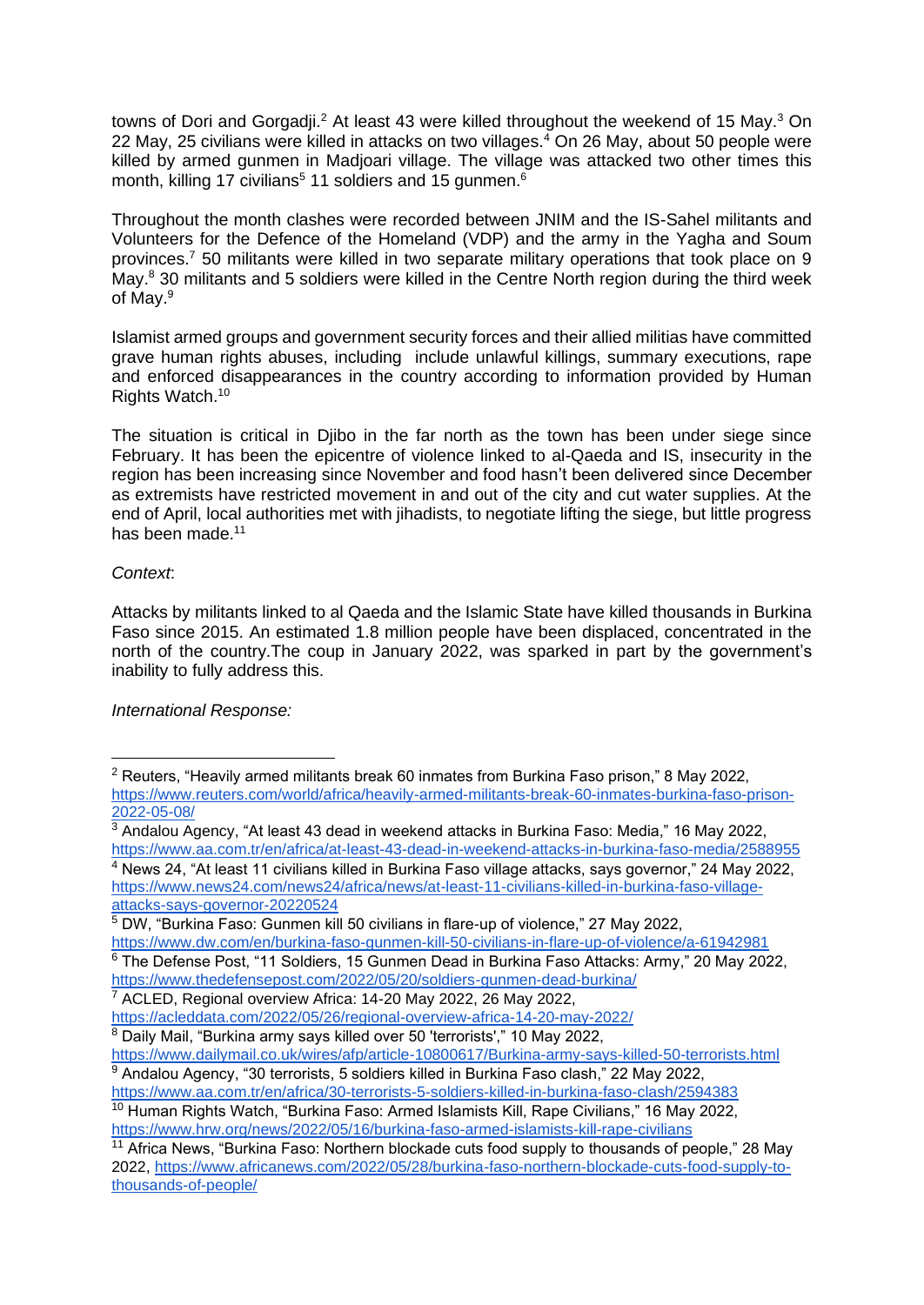towns of Dori and Gorgadji.[2] At least 43 were killed throughout the weekend of 15 May.[3] On 22 May, 25 civilians were killed in attacks on two villages.[4] On 26 May, about 50 people were killed by armed gunmen in Madjoari village. The village was attacked two other times this month, killing 17 civilians[5] 11 soldiers and 15 gunmen.[6]

Throughout the month clashes were recorded between JNIM and the IS-Sahel militants and Volunteers for the Defence of the Homeland (VDP) and the army in the Yagha and Soum provinces.[7] 50 militants were killed in two separate military operations that took place on 9 May.[8] 30 militants and 5 soldiers were killed in the Centre North region during the third week of May.[9]

Islamist armed groups and government security forces and their allied militias have committed grave human rights abuses, including include unlawful killings, summary executions, rape and enforced disappearances in the country according to information provided by Human Rights Watch.[10]

The situation is critical in Djibo in the far north as the town has been under siege since February. It has been the epicentre of violence linked to al-Qaeda and IS, insecurity in the region has been increasing since November and food hasn't been delivered since December as extremists have restricted movement in and out of the city and cut water supplies. At the end of April, local authorities met with jihadists, to negotiate lifting the siege, but little progress has been made.[11]

*Context*:

Attacks by militants linked to al Qaeda and the Islamic State have killed thousands in Burkina Faso since 2015. An estimated 1.8 million people have been displaced, concentrated in the north of the country.The coup in January 2022, was sparked in part by the government's inability to fully address this.

*International Response:*

---

[2] Reuters, "Heavily armed militants break 60 inmates from Burkina Faso prison," 8 May 2022, https://www.reuters.com/world/africa/heavily-armed-militants-break-60-inmates-burkina-faso-prison-2022-05-08/

[3] Andalou Agency, "At least 43 dead in weekend attacks in Burkina Faso: Media," 16 May 2022, https://www.aa.com.tr/en/africa/at-least-43-dead-in-weekend-attacks-in-burkina-faso-media/2588955

[4] News 24, "At least 11 civilians killed in Burkina Faso village attacks, says governor," 24 May 2022, https://www.news24.com/news24/africa/news/at-least-11-civilians-killed-in-burkina-faso-village-attacks-says-governor-20220524

[5] DW, "Burkina Faso: Gunmen kill 50 civilians in flare-up of violence," 27 May 2022, https://www.dw.com/en/burkina-faso-gunmen-kill-50-civilians-in-flare-up-of-violence/a-61942981

[6] The Defense Post, "11 Soldiers, 15 Gunmen Dead in Burkina Faso Attacks: Army," 20 May 2022, https://www.thedefensepost.com/2022/05/20/soldiers-gunmen-dead-burkina/

[7] ACLED, Regional overview Africa: 14-20 May 2022, 26 May 2022, https://acleddata.com/2022/05/26/regional-overview-africa-14-20-may-2022/

[8] Daily Mail, "Burkina army says killed over 50 'terrorists'," 10 May 2022, https://www.dailymail.co.uk/wires/afp/article-10800617/Burkina-army-says-killed-50-terrorists.html

[9] Andalou Agency, "30 terrorists, 5 soldiers killed in Burkina Faso clash," 22 May 2022, https://www.aa.com.tr/en/africa/30-terrorists-5-soldiers-killed-in-burkina-faso-clash/2594383

[10] Human Rights Watch, "Burkina Faso: Armed Islamists Kill, Rape Civilians," 16 May 2022, https://www.hrw.org/news/2022/05/16/burkina-faso-armed-islamists-kill-rape-civilians

[11] Africa News, "Burkina Faso: Northern blockade cuts food supply to thousands of people," 28 May 2022, https://www.africanews.com/2022/05/28/burkina-faso-northern-blockade-cuts-food-supply-to-thousands-of-people/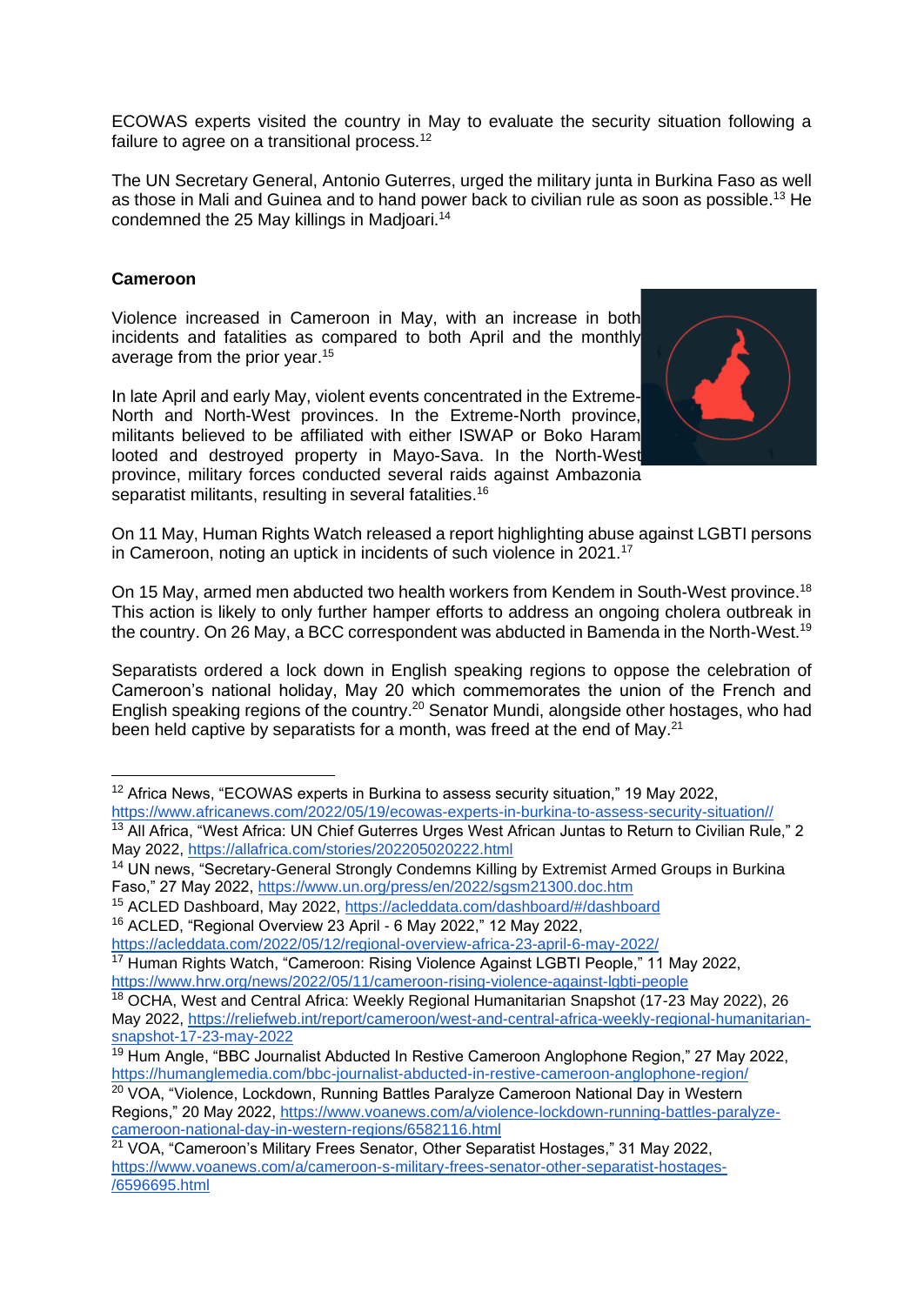ECOWAS experts visited the country in May to evaluate the security situation following a failure to agree on a transitional process.[12]

The UN Secretary General, Antonio Guterres, urged the military junta in Burkina Faso as well as those in Mali and Guinea and to hand power back to civilian rule as soon as possible.[13] He condemned the 25 May killings in Madjoari.[14]

## Cameroon

Violence increased in Cameroon in May, with an increase in both incidents and fatalities as compared to both April and the monthly average from the prior year.[15]

In late April and early May, violent events concentrated in the Extreme-North and North-West provinces. In the Extreme-North province, militants believed to be affiliated with either ISWAP or Boko Haram looted and destroyed property in Mayo-Sava. In the North-West province, military forces conducted several raids against Ambazonia separatist militants, resulting in several fatalities.[16]

On 11 May, Human Rights Watch released a report highlighting abuse against LGBTI persons in Cameroon, noting an uptick in incidents of such violence in 2021.[17]

On 15 May, armed men abducted two health workers from Kendem in South-West province.[18] This action is likely to only further hamper efforts to address an ongoing cholera outbreak in the country. On 26 May, a BCC correspondent was abducted in Bamenda in the North-West.[19]

Separatists ordered a lock down in English speaking regions to oppose the celebration of Cameroon's national holiday, May 20 which commemorates the union of the French and English speaking regions of the country.[20] Senator Mundi, alongside other hostages, who had been held captive by separatists for a month, was freed at the end of May.[21]

---

[12] Africa News, "ECOWAS experts in Burkina to assess security situation," 19 May 2022, https://www.africanews.com/2022/05/19/ecowas-experts-in-burkina-to-assess-security-situation//

[13] All Africa, "West Africa: UN Chief Guterres Urges West African Juntas to Return to Civilian Rule," 2 May 2022, https://allafrica.com/stories/202205020222.html

[14] UN news, "Secretary-General Strongly Condemns Killing by Extremist Armed Groups in Burkina Faso," 27 May 2022, https://www.un.org/press/en/2022/sgsm21300.doc.htm

[15] ACLED Dashboard, May 2022, https://acleddata.com/dashboard/#/dashboard

[16] ACLED, "Regional Overview 23 April - 6 May 2022," 12 May 2022, https://acleddata.com/2022/05/12/regional-overview-africa-23-april-6-may-2022/

[17] Human Rights Watch, "Cameroon: Rising Violence Against LGBTI People," 11 May 2022, https://www.hrw.org/news/2022/05/11/cameroon-rising-violence-against-lgbti-people

[18] OCHA, West and Central Africa: Weekly Regional Humanitarian Snapshot (17-23 May 2022), 26 May 2022, https://reliefweb.int/report/cameroon/west-and-central-africa-weekly-regional-humanitarian-snapshot-17-23-may-2022

[19] Hum Angle, "BBC Journalist Abducted In Restive Cameroon Anglophone Region," 27 May 2022, https://humanglemedia.com/bbc-journalist-abducted-in-restive-cameroon-anglophone-region/

[20] VOA, "Violence, Lockdown, Running Battles Paralyze Cameroon National Day in Western Regions," 20 May 2022, https://www.voanews.com/a/violence-lockdown-running-battles-paralyze-cameroon-national-day-in-western-regions/6582116.html

[21] VOA, "Cameroon's Military Frees Senator, Other Separatist Hostages," 31 May 2022, https://www.voanews.com/a/cameroon-s-military-frees-senator-other-separatist-hostages-/6596695.html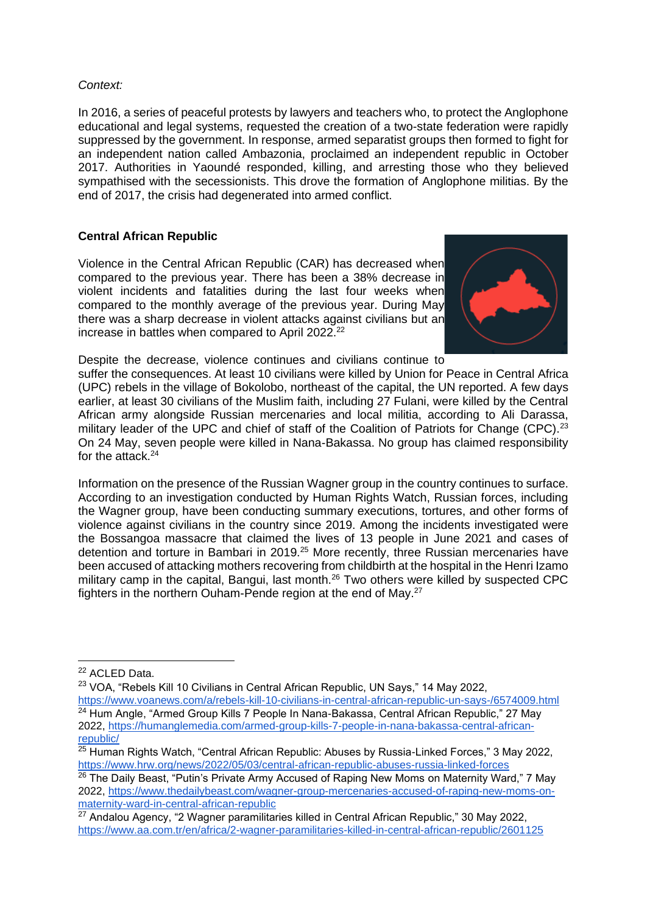*Context:*

In 2016, a series of peaceful protests by lawyers and teachers who, to protect the Anglophone educational and legal systems, requested the creation of a two-state federation were rapidly suppressed by the government. In response, armed separatist groups then formed to fight for an independent nation called Ambazonia, proclaimed an independent republic in October 2017. Authorities in Yaoundé responded, killing, and arresting those who they believed sympathised with the secessionists. This drove the formation of Anglophone militias. By the end of 2017, the crisis had degenerated into armed conflict.

**Central African Republic**

Violence in the Central African Republic (CAR) has decreased when compared to the previous year. There has been a 38% decrease in violent incidents and fatalities during the last four weeks when compared to the monthly average of the previous year. During May there was a sharp decrease in violent attacks against civilians but an increase in battles when compared to April 2022.[22]

Despite the decrease, violence continues and civilians continue to suffer the consequences. At least 10 civilians were killed by Union for Peace in Central Africa (UPC) rebels in the village of Bokolobo, northeast of the capital, the UN reported. A few days earlier, at least 30 civilians of the Muslim faith, including 27 Fulani, were killed by the Central African army alongside Russian mercenaries and local militia, according to Ali Darassa, military leader of the UPC and chief of staff of the Coalition of Patriots for Change (CPC).[23] On 24 May, seven people were killed in Nana-Bakassa. No group has claimed responsibility for the attack.[24]

Information on the presence of the Russian Wagner group in the country continues to surface. According to an investigation conducted by Human Rights Watch, Russian forces, including the Wagner group, have been conducting summary executions, tortures, and other forms of violence against civilians in the country since 2019. Among the incidents investigated were the Bossangoa massacre that claimed the lives of 13 people in June 2021 and cases of detention and torture in Bambari in 2019.[25] More recently, three Russian mercenaries have been accused of attacking mothers recovering from childbirth at the hospital in the Henri Izamo military camp in the capital, Bangui, last month.[26] Two others were killed by suspected CPC fighters in the northern Ouham-Pende region at the end of May.[27]

---

[22] ACLED Data.

[23] VOA, "Rebels Kill 10 Civilians in Central African Republic, UN Says," 14 May 2022, https://www.voanews.com/a/rebels-kill-10-civilians-in-central-african-republic-un-says-/6574009.html

[24] Hum Angle, "Armed Group Kills 7 People In Nana-Bakassa, Central African Republic," 27 May 2022, https://humanglemedia.com/armed-group-kills-7-people-in-nana-bakassa-central-african-republic/

[25] Human Rights Watch, "Central African Republic: Abuses by Russia-Linked Forces," 3 May 2022, https://www.hrw.org/news/2022/05/03/central-african-republic-abuses-russia-linked-forces

[26] The Daily Beast, "Putin's Private Army Accused of Raping New Moms on Maternity Ward," 7 May 2022, https://www.thedailybeast.com/wagner-group-mercenaries-accused-of-raping-new-moms-on-maternity-ward-in-central-african-republic

[27] Andalou Agency, "2 Wagner paramilitaries killed in Central African Republic," 30 May 2022, https://www.aa.com.tr/en/africa/2-wagner-paramilitaries-killed-in-central-african-republic/2601125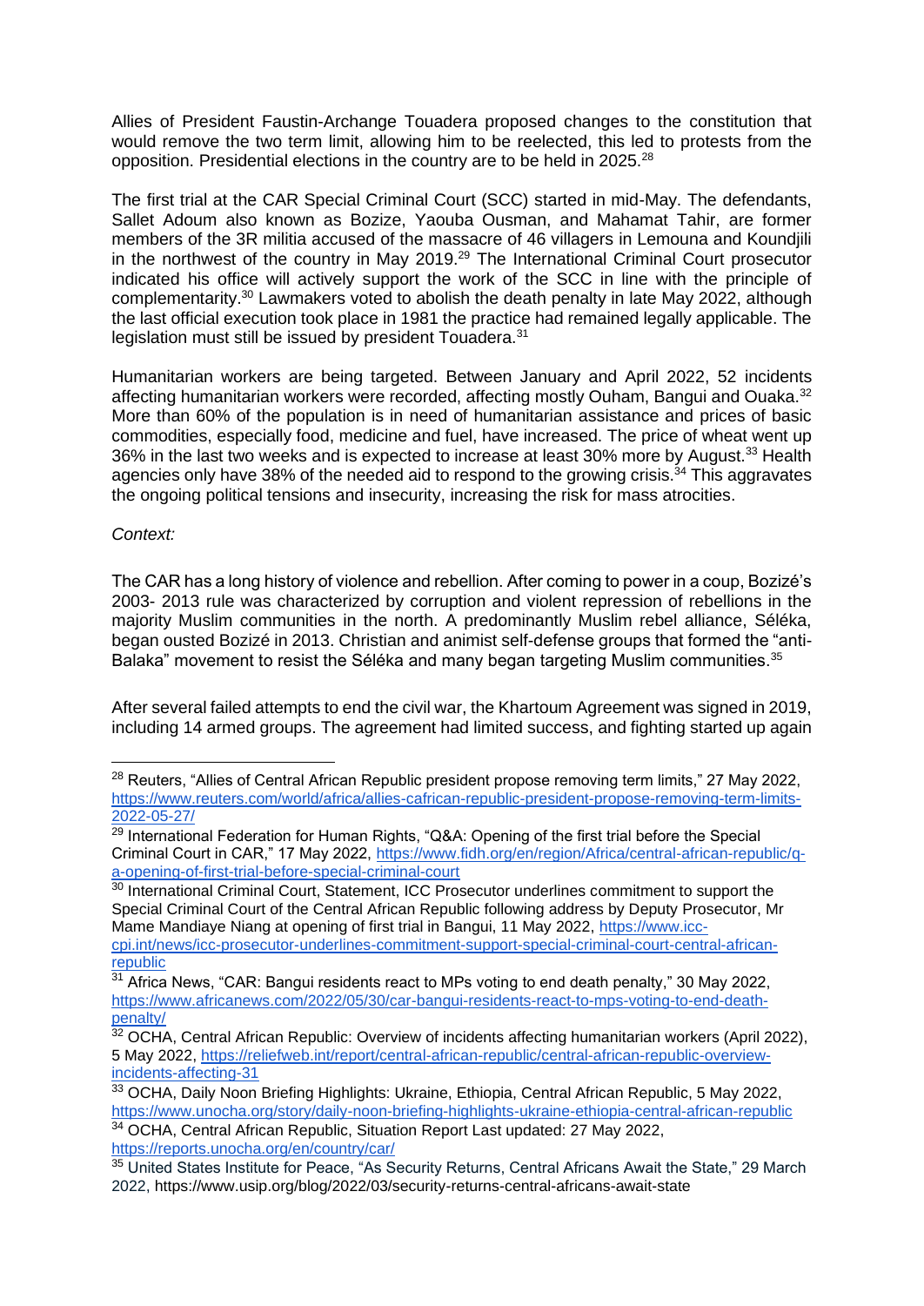Allies of President Faustin-Archange Touadera proposed changes to the constitution that would remove the two term limit, allowing him to be reelected, this led to protests from the opposition. Presidential elections in the country are to be held in 2025.[28]

The first trial at the CAR Special Criminal Court (SCC) started in mid-May. The defendants, Sallet Adoum also known as Bozize, Yaouba Ousman, and Mahamat Tahir, are former members of the 3R militia accused of the massacre of 46 villagers in Lemouna and Koundjili in the northwest of the country in May 2019.[29] The International Criminal Court prosecutor indicated his office will actively support the work of the SCC in line with the principle of complementarity.[30] Lawmakers voted to abolish the death penalty in late May 2022, although the last official execution took place in 1981 the practice had remained legally applicable. The legislation must still be issued by president Touadera.[31]

Humanitarian workers are being targeted. Between January and April 2022, 52 incidents affecting humanitarian workers were recorded, affecting mostly Ouham, Bangui and Ouaka.[32] More than 60% of the population is in need of humanitarian assistance and prices of basic commodities, especially food, medicine and fuel, have increased. The price of wheat went up 36% in the last two weeks and is expected to increase at least 30% more by August.[33] Health agencies only have 38% of the needed aid to respond to the growing crisis.[34] This aggravates the ongoing political tensions and insecurity, increasing the risk for mass atrocities.

*Context:*

The CAR has a long history of violence and rebellion. After coming to power in a coup, Bozizé's 2003- 2013 rule was characterized by corruption and violent repression of rebellions in the majority Muslim communities in the north. A predominantly Muslim rebel alliance, Séléka, began ousted Bozizé in 2013. Christian and animist self-defense groups that formed the "anti-Balaka" movement to resist the Séléka and many began targeting Muslim communities.[35]

After several failed attempts to end the civil war, the Khartoum Agreement was signed in 2019, including 14 armed groups. The agreement had limited success, and fighting started up again

---

[28] Reuters, "Allies of Central African Republic president propose removing term limits," 27 May 2022, https://www.reuters.com/world/africa/allies-cafrican-republic-president-propose-removing-term-limits-2022-05-27/

[29] International Federation for Human Rights, "Q&A: Opening of the first trial before the Special Criminal Court in CAR," 17 May 2022, https://www.fidh.org/en/region/Africa/central-african-republic/q-a-opening-of-first-trial-before-special-criminal-court

[30] International Criminal Court, Statement, ICC Prosecutor underlines commitment to support the Special Criminal Court of the Central African Republic following address by Deputy Prosecutor, Mr Mame Mandiaye Niang at opening of first trial in Bangui, 11 May 2022, https://www.icc-cpi.int/news/icc-prosecutor-underlines-commitment-support-special-criminal-court-central-african-republic

[31] Africa News, "CAR: Bangui residents react to MPs voting to end death penalty," 30 May 2022, https://www.africanews.com/2022/05/30/car-bangui-residents-react-to-mps-voting-to-end-death-penalty/

[32] OCHA, Central African Republic: Overview of incidents affecting humanitarian workers (April 2022), 5 May 2022, https://reliefweb.int/report/central-african-republic/central-african-republic-overview-incidents-affecting-31

[33] OCHA, Daily Noon Briefing Highlights: Ukraine, Ethiopia, Central African Republic, 5 May 2022, https://www.unocha.org/story/daily-noon-briefing-highlights-ukraine-ethiopia-central-african-republic

[34] OCHA, Central African Republic, Situation Report Last updated: 27 May 2022, https://reports.unocha.org/en/country/car/

[35] United States Institute for Peace, "As Security Returns, Central Africans Await the State," 29 March 2022, https://www.usip.org/blog/2022/03/security-returns-central-africans-await-state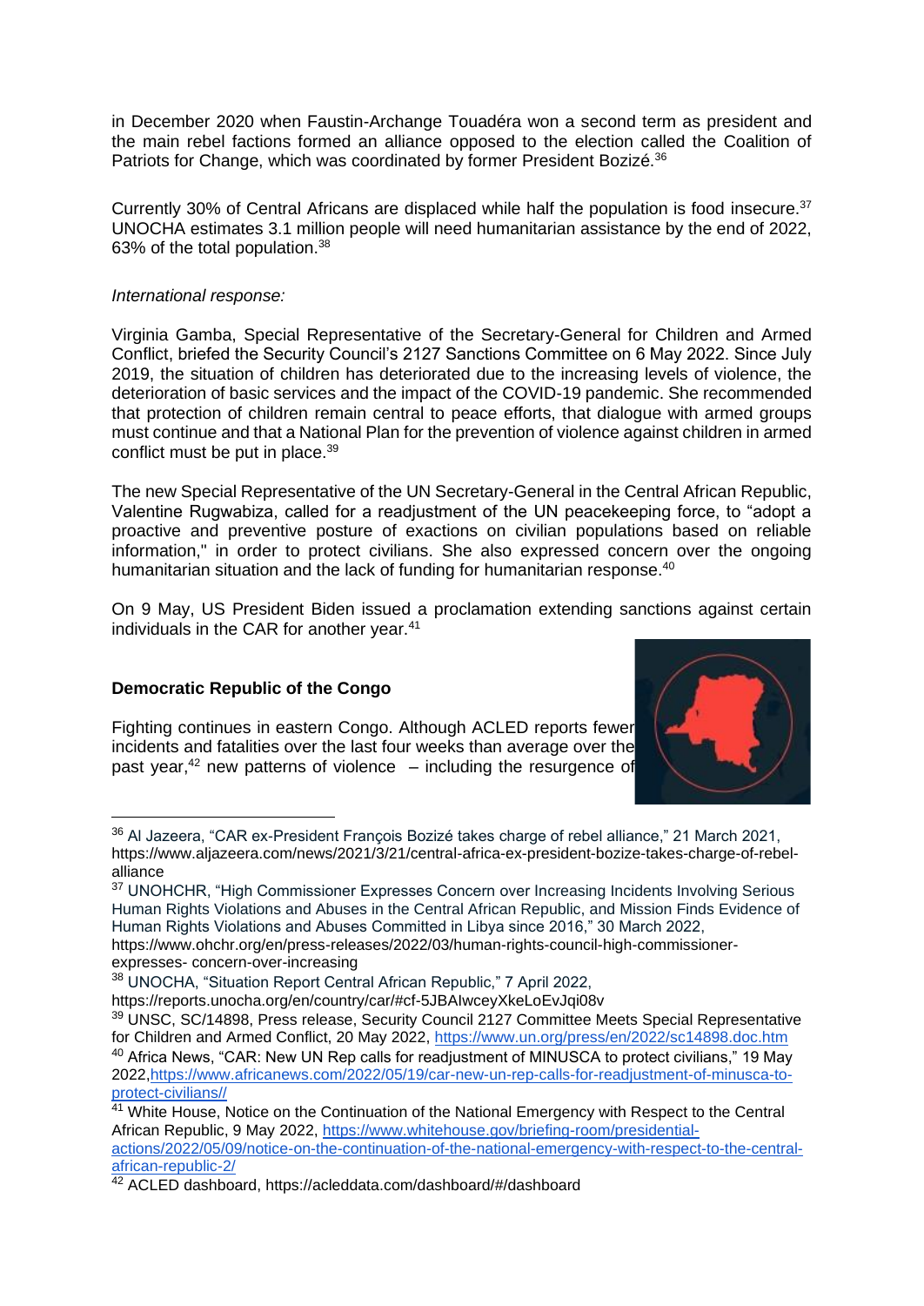in December 2020 when Faustin-Archange Touadéra won a second term as president and the main rebel factions formed an alliance opposed to the election called the Coalition of Patriots for Change, which was coordinated by former President Bozizé.[36]

Currently 30% of Central Africans are displaced while half the population is food insecure.[37] UNOCHA estimates 3.1 million people will need humanitarian assistance by the end of 2022, 63% of the total population.[38]

*International response:*

Virginia Gamba, Special Representative of the Secretary-General for Children and Armed Conflict, briefed the Security Council's 2127 Sanctions Committee on 6 May 2022. Since July 2019, the situation of children has deteriorated due to the increasing levels of violence, the deterioration of basic services and the impact of the COVID-19 pandemic. She recommended that protection of children remain central to peace efforts, that dialogue with armed groups must continue and that a National Plan for the prevention of violence against children in armed conflict must be put in place.[39]

The new Special Representative of the UN Secretary-General in the Central African Republic, Valentine Rugwabiza, called for a readjustment of the UN peacekeeping force, to "adopt a proactive and preventive posture of exactions on civilian populations based on reliable information," in order to protect civilians. She also expressed concern over the ongoing humanitarian situation and the lack of funding for humanitarian response.[40]

On 9 May, US President Biden issued a proclamation extending sanctions against certain individuals in the CAR for another year.[41]

**Democratic Republic of the Congo**

Fighting continues in eastern Congo. Although ACLED reports fewer incidents and fatalities over the last four weeks than average over the past year,[42] new patterns of violence – including the resurgence of

---

[36] Al Jazeera, "CAR ex-President François Bozizé takes charge of rebel alliance," 21 March 2021, https://www.aljazeera.com/news/2021/3/21/central-africa-ex-president-bozize-takes-charge-of-rebel-alliance

[37] UNOHCHR, "High Commissioner Expresses Concern over Increasing Incidents Involving Serious Human Rights Violations and Abuses in the Central African Republic, and Mission Finds Evidence of Human Rights Violations and Abuses Committed in Libya since 2016," 30 March 2022, https://www.ohchr.org/en/press-releases/2022/03/human-rights-council-high-commissioner-expresses- concern-over-increasing

[38] UNOCHA, "Situation Report Central African Republic," 7 April 2022, https://reports.unocha.org/en/country/car/#cf-5JBAIwceyXkeLoEvJqi08v

[39] UNSC, SC/14898, Press release, Security Council 2127 Committee Meets Special Representative for Children and Armed Conflict, 20 May 2022, https://www.un.org/press/en/2022/sc14898.doc.htm

[40] Africa News, "CAR: New UN Rep calls for readjustment of MINUSCA to protect civilians," 19 May 2022, https://www.africanews.com/2022/05/19/car-new-un-rep-calls-for-readjustment-of-minusca-to-protect-civilians//

[41] White House, Notice on the Continuation of the National Emergency with Respect to the Central African Republic, 9 May 2022, https://www.whitehouse.gov/briefing-room/presidential-actions/2022/05/09/notice-on-the-continuation-of-the-national-emergency-with-respect-to-the-central-african-republic-2/

[42] ACLED dashboard, https://acleddata.com/dashboard/#/dashboard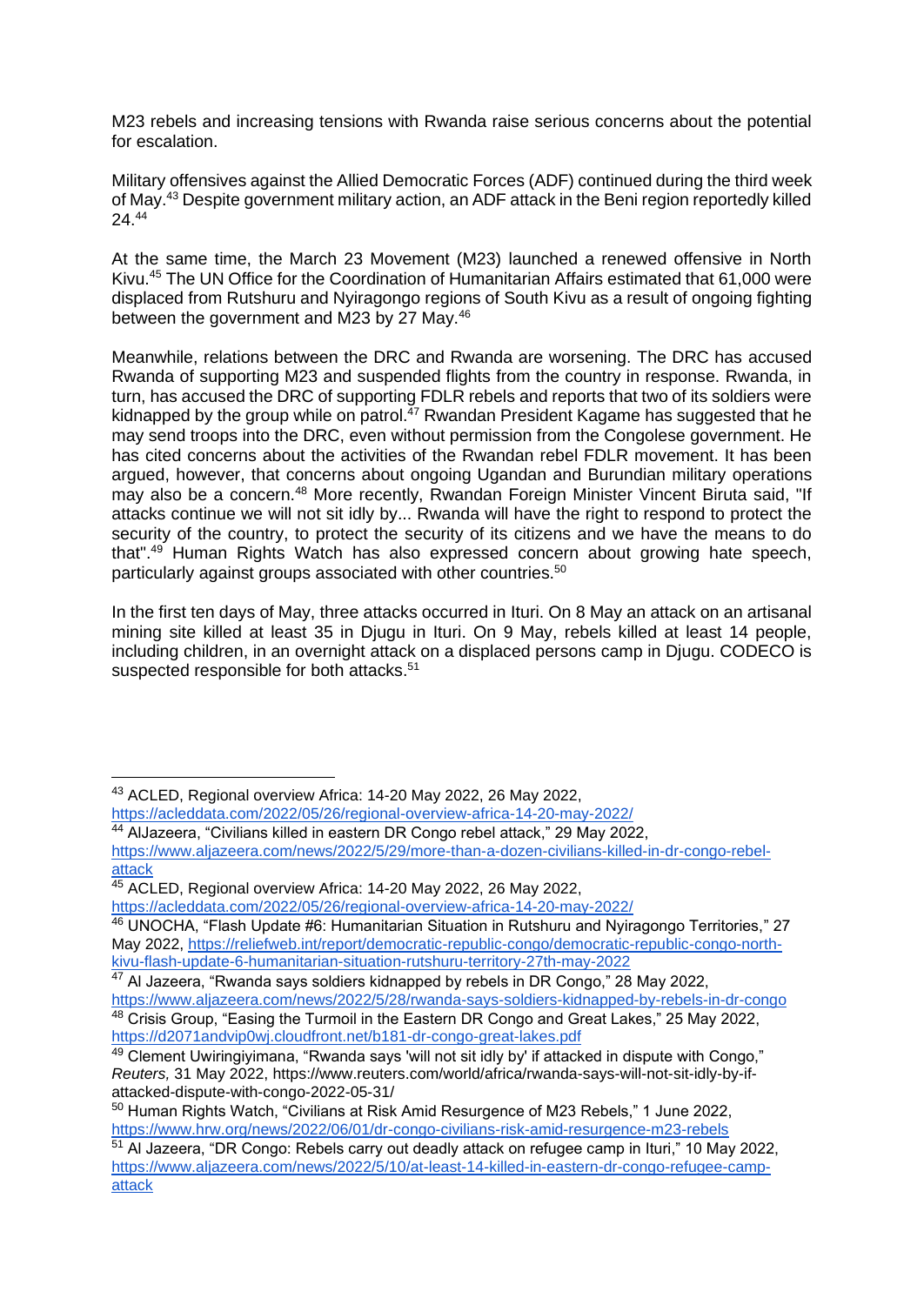M23 rebels and increasing tensions with Rwanda raise serious concerns about the potential for escalation.

Military offensives against the Allied Democratic Forces (ADF) continued during the third week of May.[43] Despite government military action, an ADF attack in the Beni region reportedly killed 24.[44]

At the same time, the March 23 Movement (M23) launched a renewed offensive in North Kivu.[45] The UN Office for the Coordination of Humanitarian Affairs estimated that 61,000 were displaced from Rutshuru and Nyiragongo regions of South Kivu as a result of ongoing fighting between the government and M23 by 27 May.[46]

Meanwhile, relations between the DRC and Rwanda are worsening. The DRC has accused Rwanda of supporting M23 and suspended flights from the country in response. Rwanda, in turn, has accused the DRC of supporting FDLR rebels and reports that two of its soldiers were kidnapped by the group while on patrol.[47] Rwandan President Kagame has suggested that he may send troops into the DRC, even without permission from the Congolese government. He has cited concerns about the activities of the Rwandan rebel FDLR movement. It has been argued, however, that concerns about ongoing Ugandan and Burundian military operations may also be a concern.[48] More recently, Rwandan Foreign Minister Vincent Biruta said, "If attacks continue we will not sit idly by... Rwanda will have the right to respond to protect the security of the country, to protect the security of its citizens and we have the means to do that".[49] Human Rights Watch has also expressed concern about growing hate speech, particularly against groups associated with other countries.[50]

In the first ten days of May, three attacks occurred in Ituri. On 8 May an attack on an artisanal mining site killed at least 35 in Djugu in Ituri. On 9 May, rebels killed at least 14 people, including children, in an overnight attack on a displaced persons camp in Djugu. CODECO is suspected responsible for both attacks.[51]

---

[43] ACLED, Regional overview Africa: 14-20 May 2022, 26 May 2022, https://acleddata.com/2022/05/26/regional-overview-africa-14-20-may-2022/

[44] AlJazeera, "Civilians killed in eastern DR Congo rebel attack," 29 May 2022, https://www.aljazeera.com/news/2022/5/29/more-than-a-dozen-civilians-killed-in-dr-congo-rebel-attack

[45] ACLED, Regional overview Africa: 14-20 May 2022, 26 May 2022, https://acleddata.com/2022/05/26/regional-overview-africa-14-20-may-2022/

[46] UNOCHA, "Flash Update #6: Humanitarian Situation in Rutshuru and Nyiragongo Territories," 27 May 2022, https://reliefweb.int/report/democratic-republic-congo/democratic-republic-congo-north-kivu-flash-update-6-humanitarian-situation-rutshuru-territory-27th-may-2022

[47] Al Jazeera, "Rwanda says soldiers kidnapped by rebels in DR Congo," 28 May 2022, https://www.aljazeera.com/news/2022/5/28/rwanda-says-soldiers-kidnapped-by-rebels-in-dr-congo

[48] Crisis Group, "Easing the Turmoil in the Eastern DR Congo and Great Lakes," 25 May 2022, https://d2071andvip0wj.cloudfront.net/b181-dr-congo-great-lakes.pdf

[49] Clement Uwiringiyimana, "Rwanda says 'will not sit idly by' if attacked in dispute with Congo," *Reuters,* 31 May 2022, https://www.reuters.com/world/africa/rwanda-says-will-not-sit-idly-by-if-attacked-dispute-with-congo-2022-05-31/

[50] Human Rights Watch, "Civilians at Risk Amid Resurgence of M23 Rebels," 1 June 2022, https://www.hrw.org/news/2022/06/01/dr-congo-civilians-risk-amid-resurgence-m23-rebels

[51] Al Jazeera, "DR Congo: Rebels carry out deadly attack on refugee camp in Ituri," 10 May 2022, https://www.aljazeera.com/news/2022/5/10/at-least-14-killed-in-eastern-dr-congo-refugee-camp-attack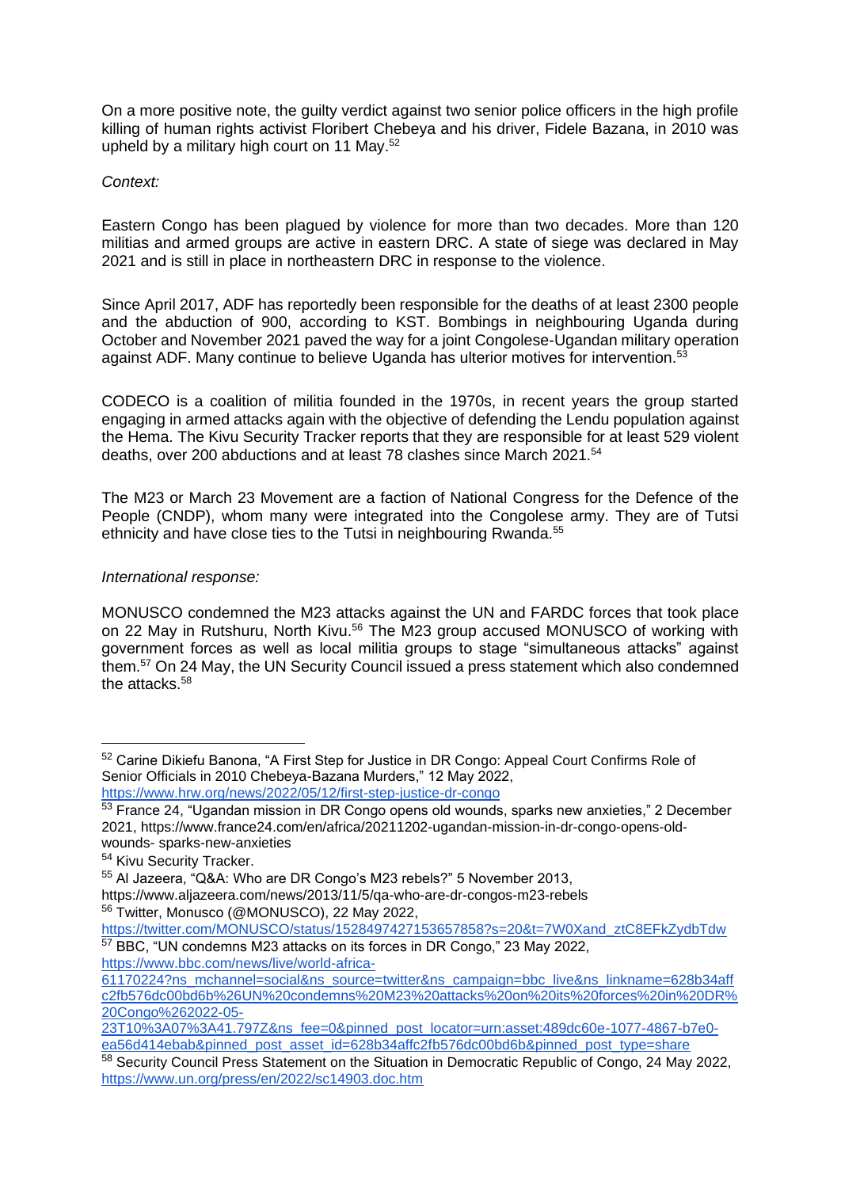On a more positive note, the guilty verdict against two senior police officers in the high profile killing of human rights activist Floribert Chebeya and his driver, Fidele Bazana, in 2010 was upheld by a military high court on 11 May.[52]

*Context:*

Eastern Congo has been plagued by violence for more than two decades. More than 120 militias and armed groups are active in eastern DRC. A state of siege was declared in May 2021 and is still in place in northeastern DRC in response to the violence.

Since April 2017, ADF has reportedly been responsible for the deaths of at least 2300 people and the abduction of 900, according to KST. Bombings in neighbouring Uganda during October and November 2021 paved the way for a joint Congolese-Ugandan military operation against ADF. Many continue to believe Uganda has ulterior motives for intervention.[53]

CODECO is a coalition of militia founded in the 1970s, in recent years the group started engaging in armed attacks again with the objective of defending the Lendu population against the Hema. The Kivu Security Tracker reports that they are responsible for at least 529 violent deaths, over 200 abductions and at least 78 clashes since March 2021.[54]

The M23 or March 23 Movement are a faction of National Congress for the Defence of the People (CNDP), whom many were integrated into the Congolese army. They are of Tutsi ethnicity and have close ties to the Tutsi in neighbouring Rwanda.[55]

*International response:*

MONUSCO condemned the M23 attacks against the UN and FARDC forces that took place on 22 May in Rutshuru, North Kivu.[56] The M23 group accused MONUSCO of working with government forces as well as local militia groups to stage "simultaneous attacks" against them.[57] On 24 May, the UN Security Council issued a press statement which also condemned the attacks.[58]

---

[52] Carine Dikiefu Banona, "A First Step for Justice in DR Congo: Appeal Court Confirms Role of Senior Officials in 2010 Chebeya-Bazana Murders," 12 May 2022, https://www.hrw.org/news/2022/05/12/first-step-justice-dr-congo

[53] France 24, "Ugandan mission in DR Congo opens old wounds, sparks new anxieties," 2 December 2021, https://www.france24.com/en/africa/20211202-ugandan-mission-in-dr-congo-opens-old-wounds- sparks-new-anxieties

[54] Kivu Security Tracker.

[55] Al Jazeera, "Q&A: Who are DR Congo's M23 rebels?" 5 November 2013, https://www.aljazeera.com/news/2013/11/5/qa-who-are-dr-congos-m23-rebels

[56] Twitter, Monusco (@MONUSCO), 22 May 2022, https://twitter.com/MONUSCO/status/1528497427153657858?s=20&t=7W0Xand_ztC8EFkZydbTdw

[57] BBC, "UN condemns M23 attacks on its forces in DR Congo," 23 May 2022, https://www.bbc.com/news/live/world-africa-61170224?ns_mchannel=social&ns_source=twitter&ns_campaign=bbc_live&ns_linkname=628b34affc2fb576dc00bd6b%26UN%20condemns%20M23%20attacks%20on%20its%20forces%20in%20DR%20Congo%262022-05-23T10%3A07%3A41.797Z&ns_fee=0&pinned_post_locator=urn:asset:489dc60e-1077-4867-b7e0-ea56d414ebab&pinned_post_asset_id=628b34affc2fb576dc00bd6b&pinned_post_type=share

[58] Security Council Press Statement on the Situation in Democratic Republic of Congo, 24 May 2022, https://www.un.org/press/en/2022/sc14903.doc.htm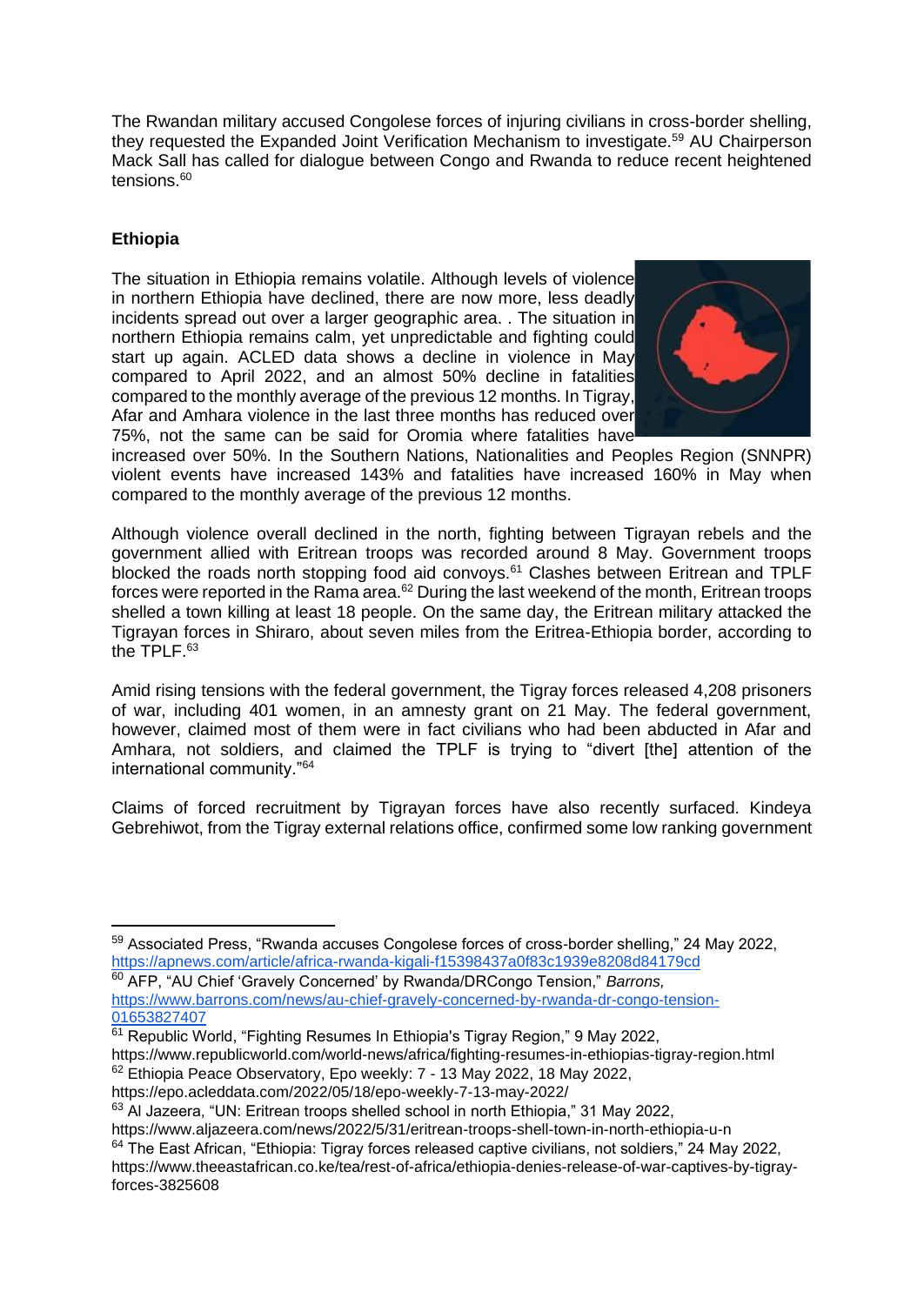The Rwandan military accused Congolese forces of injuring civilians in cross-border shelling, they requested the Expanded Joint Verification Mechanism to investigate.[59] AU Chairperson Mack Sall has called for dialogue between Congo and Rwanda to reduce recent heightened tensions.[60]

**Ethiopia**

The situation in Ethiopia remains volatile. Although levels of violence in northern Ethiopia have declined, there are now more, less deadly incidents spread out over a larger geographic area. . The situation in northern Ethiopia remains calm, yet unpredictable and fighting could start up again. ACLED data shows a decline in violence in May compared to April 2022, and an almost 50% decline in fatalities compared to the monthly average of the previous 12 months. In Tigray, Afar and Amhara violence in the last three months has reduced over 75%, not the same can be said for Oromia where fatalities have increased over 50%. In the Southern Nations, Nationalities and Peoples Region (SNNPR) violent events have increased 143% and fatalities have increased 160% in May when compared to the monthly average of the previous 12 months.

Although violence overall declined in the north, fighting between Tigrayan rebels and the government allied with Eritrean troops was recorded around 8 May. Government troops blocked the roads north stopping food aid convoys.[61] Clashes between Eritrean and TPLF forces were reported in the Rama area.[62] During the last weekend of the month, Eritrean troops shelled a town killing at least 18 people. On the same day, the Eritrean military attacked the Tigrayan forces in Shiraro, about seven miles from the Eritrea-Ethiopia border, according to the TPLF.[63]

Amid rising tensions with the federal government, the Tigray forces released 4,208 prisoners of war, including 401 women, in an amnesty grant on 21 May. The federal government, however, claimed most of them were in fact civilians who had been abducted in Afar and Amhara, not soldiers, and claimed the TPLF is trying to "divert [the] attention of the international community."[64]

Claims of forced recruitment by Tigrayan forces have also recently surfaced. Kindeya Gebrehiwot, from the Tigray external relations office, confirmed some low ranking government

---

[59] Associated Press, "Rwanda accuses Congolese forces of cross-border shelling," 24 May 2022, https://apnews.com/article/africa-rwanda-kigali-f15398437a0f83c1939e8208d84179cd

[60] AFP, "AU Chief 'Gravely Concerned' by Rwanda/DRCongo Tension," *Barrons,* https://www.barrons.com/news/au-chief-gravely-concerned-by-rwanda-dr-congo-tension-01653827407

[61] Republic World, "Fighting Resumes In Ethiopia's Tigray Region," 9 May 2022, https://www.republicworld.com/world-news/africa/fighting-resumes-in-ethiopias-tigray-region.html

[62] Ethiopia Peace Observatory, Epo weekly: 7 - 13 May 2022, 18 May 2022, https://epo.acleddata.com/2022/05/18/epo-weekly-7-13-may-2022/

[63] Al Jazeera, "UN: Eritrean troops shelled school in north Ethiopia," 31 May 2022, https://www.aljazeera.com/news/2022/5/31/eritrean-troops-shell-town-in-north-ethiopia-u-n

[64] The East African, "Ethiopia: Tigray forces released captive civilians, not soldiers," 24 May 2022, https://www.theeastafrican.co.ke/tea/rest-of-africa/ethiopia-denies-release-of-war-captives-by-tigray-forces-3825608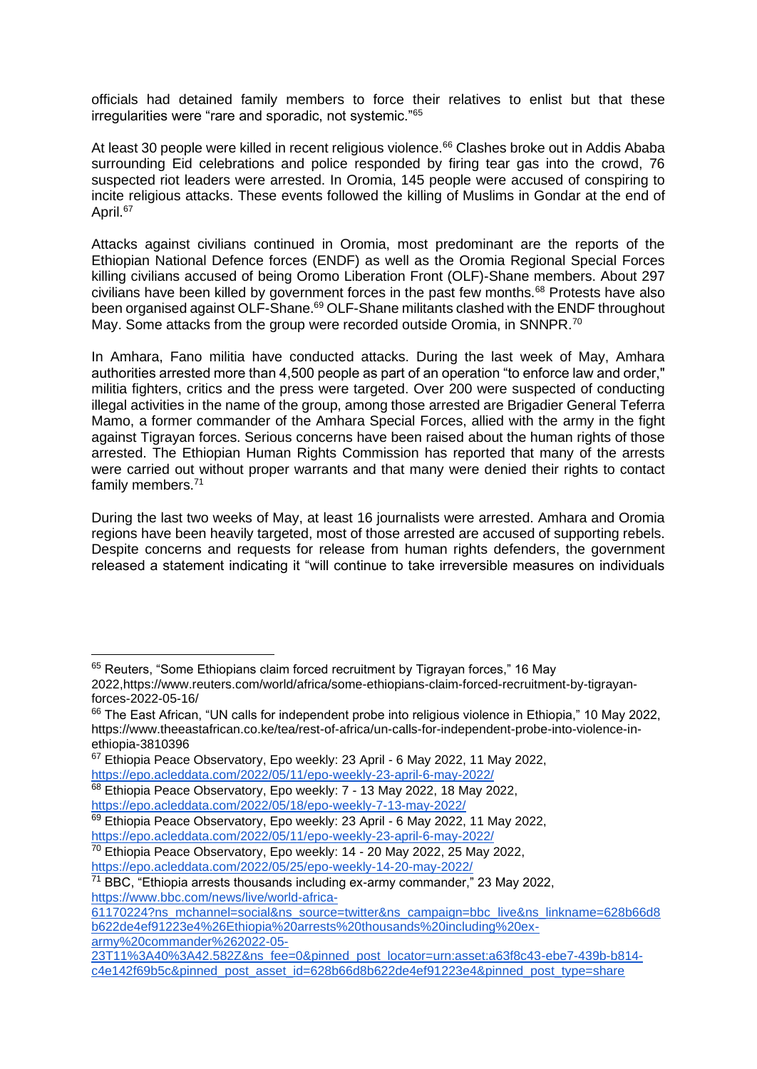officials had detained family members to force their relatives to enlist but that these irregularities were "rare and sporadic, not systemic."[65]

At least 30 people were killed in recent religious violence.[66] Clashes broke out in Addis Ababa surrounding Eid celebrations and police responded by firing tear gas into the crowd, 76 suspected riot leaders were arrested. In Oromia, 145 people were accused of conspiring to incite religious attacks. These events followed the killing of Muslims in Gondar at the end of April.[67]

Attacks against civilians continued in Oromia, most predominant are the reports of the Ethiopian National Defence forces (ENDF) as well as the Oromia Regional Special Forces killing civilians accused of being Oromo Liberation Front (OLF)-Shane members. About 297 civilians have been killed by government forces in the past few months.[68] Protests have also been organised against OLF-Shane.[69] OLF-Shane militants clashed with the ENDF throughout May. Some attacks from the group were recorded outside Oromia, in SNNPR.[70]

In Amhara, Fano militia have conducted attacks. During the last week of May, Amhara authorities arrested more than 4,500 people as part of an operation "to enforce law and order," militia fighters, critics and the press were targeted. Over 200 were suspected of conducting illegal activities in the name of the group, among those arrested are Brigadier General Teferra Mamo, a former commander of the Amhara Special Forces, allied with the army in the fight against Tigrayan forces. Serious concerns have been raised about the human rights of those arrested. The Ethiopian Human Rights Commission has reported that many of the arrests were carried out without proper warrants and that many were denied their rights to contact family members.[71]

During the last two weeks of May, at least 16 journalists were arrested. Amhara and Oromia regions have been heavily targeted, most of those arrested are accused of supporting rebels. Despite concerns and requests for release from human rights defenders, the government released a statement indicating it "will continue to take irreversible measures on individuals

---

[65] Reuters, "Some Ethiopians claim forced recruitment by Tigrayan forces," 16 May 2022,https://www.reuters.com/world/africa/some-ethiopians-claim-forced-recruitment-by-tigrayan-forces-2022-05-16/

[66] The East African, "UN calls for independent probe into religious violence in Ethiopia," 10 May 2022, https://www.theeastafrican.co.ke/tea/rest-of-africa/un-calls-for-independent-probe-into-violence-in-ethiopia-3810396

[67] Ethiopia Peace Observatory, Epo weekly: 23 April - 6 May 2022, 11 May 2022, https://epo.acleddata.com/2022/05/11/epo-weekly-23-april-6-may-2022/

[68] Ethiopia Peace Observatory, Epo weekly: 7 - 13 May 2022, 18 May 2022, https://epo.acleddata.com/2022/05/18/epo-weekly-7-13-may-2022/

[69] Ethiopia Peace Observatory, Epo weekly: 23 April - 6 May 2022, 11 May 2022, https://epo.acleddata.com/2022/05/11/epo-weekly-23-april-6-may-2022/

[70] Ethiopia Peace Observatory, Epo weekly: 14 - 20 May 2022, 25 May 2022, https://epo.acleddata.com/2022/05/25/epo-weekly-14-20-may-2022/

[71] BBC, "Ethiopia arrests thousands including ex-army commander," 23 May 2022, https://www.bbc.com/news/live/world-africa-61170224?ns_mchannel=social&ns_source=twitter&ns_campaign=bbc_live&ns_linkname=628b66d8b622de4ef91223e4%26Ethiopia%20arrests%20thousands%20including%20ex-army%20commander%262022-05-23T11%3A40%3A42.582Z&ns_fee=0&pinned_post_locator=urn:asset:a63f8c43-ebe7-439b-b814-c4e142f69b5c&pinned_post_asset_id=628b66d8b622de4ef91223e4&pinned_post_type=share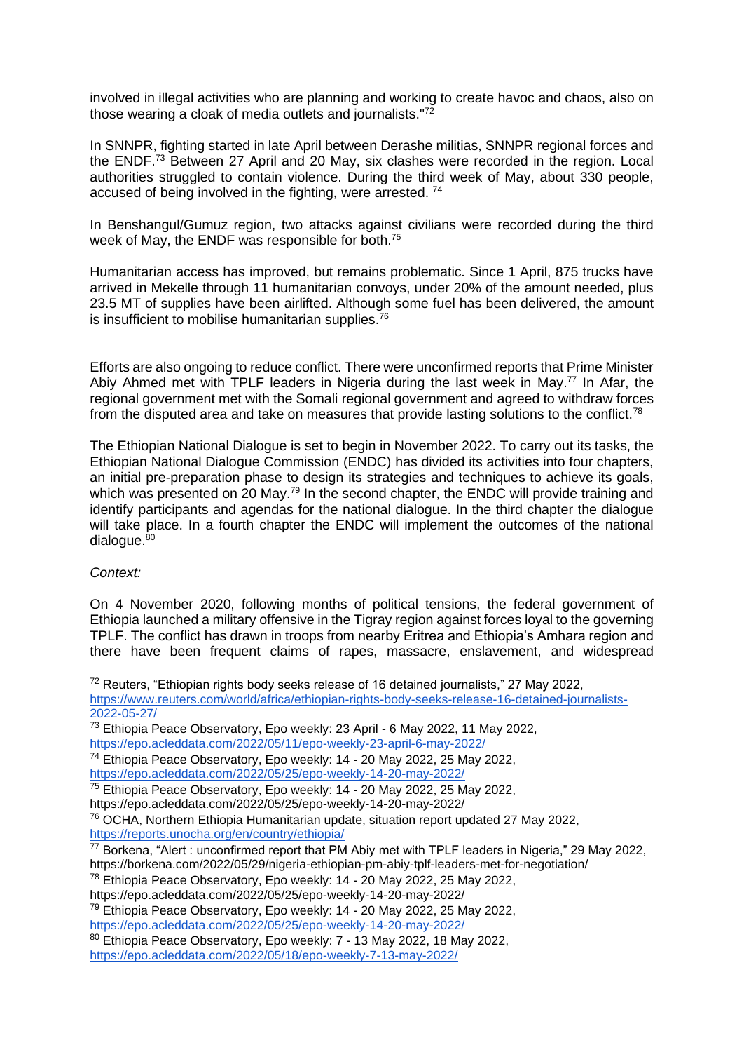involved in illegal activities who are planning and working to create havoc and chaos, also on those wearing a cloak of media outlets and journalists."[72]

In SNNPR, fighting started in late April between Derashe militias, SNNPR regional forces and the ENDF.[73] Between 27 April and 20 May, six clashes were recorded in the region. Local authorities struggled to contain violence. During the third week of May, about 330 people, accused of being involved in the fighting, were arrested. [74]

In Benshangul/Gumuz region, two attacks against civilians were recorded during the third week of May, the ENDF was responsible for both.[75]

Humanitarian access has improved, but remains problematic. Since 1 April, 875 trucks have arrived in Mekelle through 11 humanitarian convoys, under 20% of the amount needed, plus 23.5 MT of supplies have been airlifted. Although some fuel has been delivered, the amount is insufficient to mobilise humanitarian supplies.[76]

Efforts are also ongoing to reduce conflict. There were unconfirmed reports that Prime Minister Abiy Ahmed met with TPLF leaders in Nigeria during the last week in May.[77] In Afar, the regional government met with the Somali regional government and agreed to withdraw forces from the disputed area and take on measures that provide lasting solutions to the conflict.[78]

The Ethiopian National Dialogue is set to begin in November 2022. To carry out its tasks, the Ethiopian National Dialogue Commission (ENDC) has divided its activities into four chapters, an initial pre-preparation phase to design its strategies and techniques to achieve its goals, which was presented on 20 May.[79] In the second chapter, the ENDC will provide training and identify participants and agendas for the national dialogue. In the third chapter the dialogue will take place. In a fourth chapter the ENDC will implement the outcomes of the national dialogue.[80]

*Context:*

On 4 November 2020, following months of political tensions, the federal government of Ethiopia launched a military offensive in the Tigray region against forces loyal to the governing TPLF. The conflict has drawn in troops from nearby Eritrea and Ethiopia's Amhara region and there have been frequent claims of rapes, massacre, enslavement, and widespread

---

[72] Reuters, "Ethiopian rights body seeks release of 16 detained journalists," 27 May 2022, https://www.reuters.com/world/africa/ethiopian-rights-body-seeks-release-16-detained-journalists-2022-05-27/

[73] Ethiopia Peace Observatory, Epo weekly: 23 April - 6 May 2022, 11 May 2022, https://epo.acleddata.com/2022/05/11/epo-weekly-23-april-6-may-2022/

[74] Ethiopia Peace Observatory, Epo weekly: 14 - 20 May 2022, 25 May 2022, https://epo.acleddata.com/2022/05/25/epo-weekly-14-20-may-2022/

[75] Ethiopia Peace Observatory, Epo weekly: 14 - 20 May 2022, 25 May 2022, https://epo.acleddata.com/2022/05/25/epo-weekly-14-20-may-2022/

[76] OCHA, Northern Ethiopia Humanitarian update, situation report updated 27 May 2022, https://reports.unocha.org/en/country/ethiopia/

[77] Borkena, "Alert : unconfirmed report that PM Abiy met with TPLF leaders in Nigeria," 29 May 2022, https://borkena.com/2022/05/29/nigeria-ethiopian-pm-abiy-tplf-leaders-met-for-negotiation/

[78] Ethiopia Peace Observatory, Epo weekly: 14 - 20 May 2022, 25 May 2022, https://epo.acleddata.com/2022/05/25/epo-weekly-14-20-may-2022/

[79] Ethiopia Peace Observatory, Epo weekly: 14 - 20 May 2022, 25 May 2022, https://epo.acleddata.com/2022/05/25/epo-weekly-14-20-may-2022/

[80] Ethiopia Peace Observatory, Epo weekly: 7 - 13 May 2022, 18 May 2022, https://epo.acleddata.com/2022/05/18/epo-weekly-7-13-may-2022/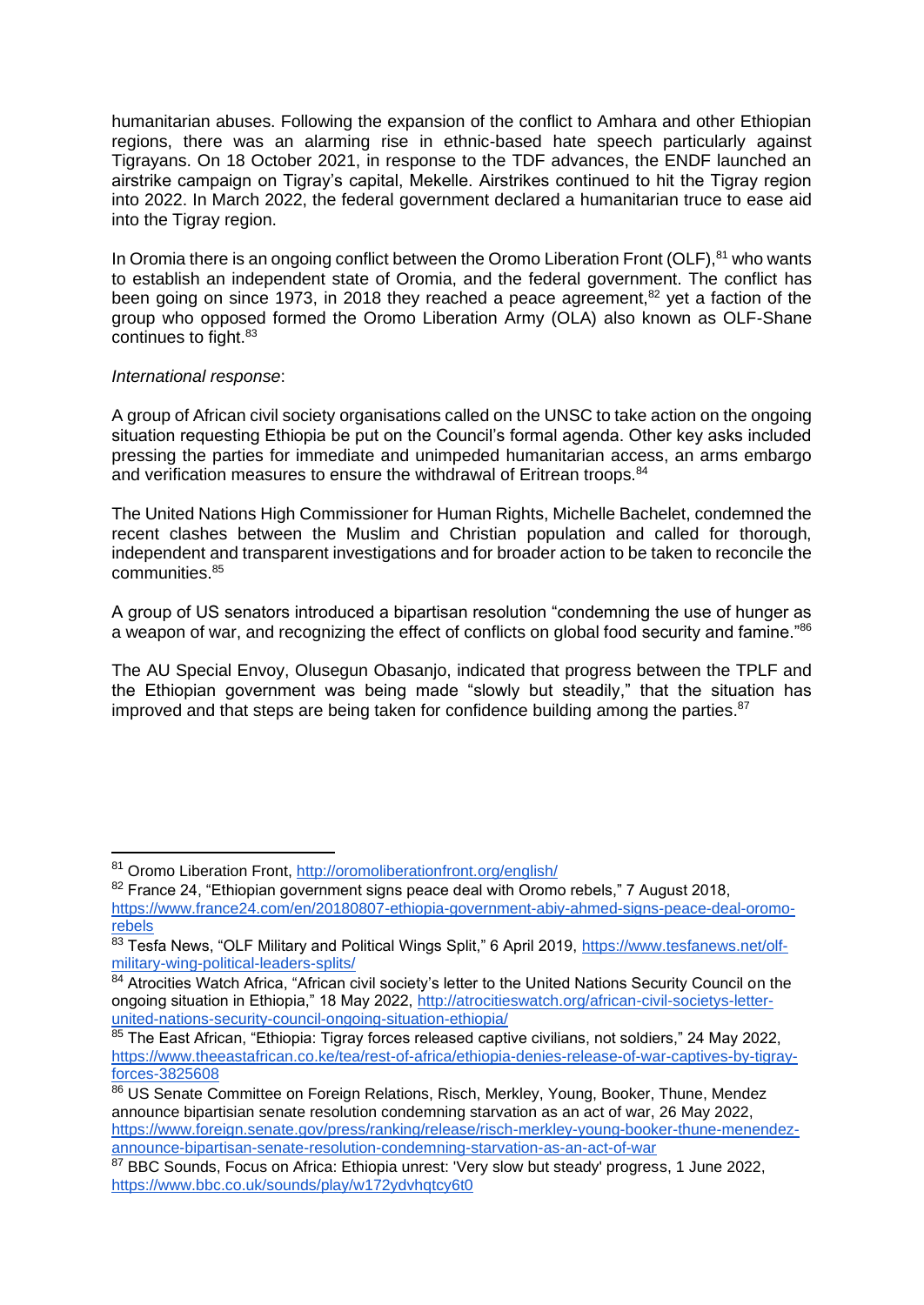humanitarian abuses. Following the expansion of the conflict to Amhara and other Ethiopian regions, there was an alarming rise in ethnic-based hate speech particularly against Tigrayans. On 18 October 2021, in response to the TDF advances, the ENDF launched an airstrike campaign on Tigray's capital, Mekelle. Airstrikes continued to hit the Tigray region into 2022. In March 2022, the federal government declared a humanitarian truce to ease aid into the Tigray region.

In Oromia there is an ongoing conflict between the Oromo Liberation Front (OLF),[81] who wants to establish an independent state of Oromia, and the federal government. The conflict has been going on since 1973, in 2018 they reached a peace agreement,[82] yet a faction of the group who opposed formed the Oromo Liberation Army (OLA) also known as OLF-Shane continues to fight.[83]

*International response*:

A group of African civil society organisations called on the UNSC to take action on the ongoing situation requesting Ethiopia be put on the Council's formal agenda. Other key asks included pressing the parties for immediate and unimpeded humanitarian access, an arms embargo and verification measures to ensure the withdrawal of Eritrean troops.[84]

The United Nations High Commissioner for Human Rights, Michelle Bachelet, condemned the recent clashes between the Muslim and Christian population and called for thorough, independent and transparent investigations and for broader action to be taken to reconcile the communities.[85]

A group of US senators introduced a bipartisan resolution "condemning the use of hunger as a weapon of war, and recognizing the effect of conflicts on global food security and famine."[86]

The AU Special Envoy, Olusegun Obasanjo, indicated that progress between the TPLF and the Ethiopian government was being made "slowly but steadily," that the situation has improved and that steps are being taken for confidence building among the parties.[87]

---

[81] Oromo Liberation Front, http://oromoliberationfront.org/english/

[82] France 24, "Ethiopian government signs peace deal with Oromo rebels," 7 August 2018, https://www.france24.com/en/20180807-ethiopia-government-abiy-ahmed-signs-peace-deal-oromo-rebels

[83] Tesfa News, "OLF Military and Political Wings Split," 6 April 2019, https://www.tesfanews.net/olf-military-wing-political-leaders-splits/

[84] Atrocities Watch Africa, "African civil society's letter to the United Nations Security Council on the ongoing situation in Ethiopia," 18 May 2022, http://atrocitieswatch.org/african-civil-societys-letter-united-nations-security-council-ongoing-situation-ethiopia/

[85] The East African, "Ethiopia: Tigray forces released captive civilians, not soldiers," 24 May 2022, https://www.theeastafrican.co.ke/tea/rest-of-africa/ethiopia-denies-release-of-war-captives-by-tigray-forces-3825608

[86] US Senate Committee on Foreign Relations, Risch, Merkley, Young, Booker, Thune, Mendez announce bipartisan senate resolution condemning starvation as an act of war, 26 May 2022, https://www.foreign.senate.gov/press/ranking/release/risch-merkley-young-booker-thune-menendez-announce-bipartisan-senate-resolution-condemning-starvation-as-an-act-of-war

[87] BBC Sounds, Focus on Africa: Ethiopia unrest: 'Very slow but steady' progress, 1 June 2022, https://www.bbc.co.uk/sounds/play/w172ydvhqtcy6t0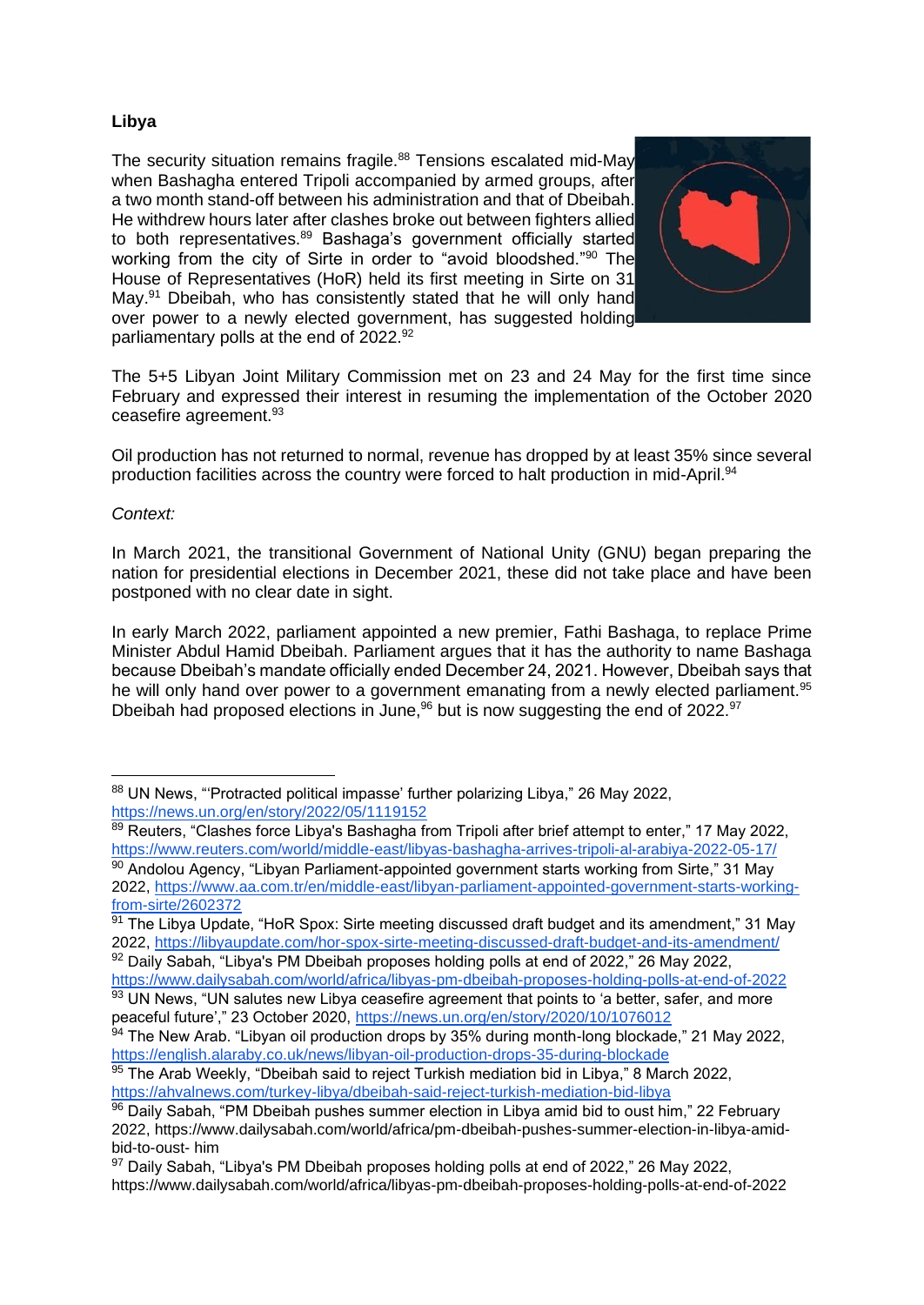**Libya**

The security situation remains fragile.[88] Tensions escalated mid-May when Bashagha entered Tripoli accompanied by armed groups, after a two month stand-off between his administration and that of Dbeibah. He withdrew hours later after clashes broke out between fighters allied to both representatives.[89] Bashaga's government officially started working from the city of Sirte in order to "avoid bloodshed."[90] The House of Representatives (HoR) held its first meeting in Sirte on 31 May.[91] Dbeibah, who has consistently stated that he will only hand over power to a newly elected government, has suggested holding parliamentary polls at the end of 2022.[92]

The 5+5 Libyan Joint Military Commission met on 23 and 24 May for the first time since February and expressed their interest in resuming the implementation of the October 2020 ceasefire agreement.[93]

Oil production has not returned to normal, revenue has dropped by at least 35% since several production facilities across the country were forced to halt production in mid-April.[94]

*Context:*

In March 2021, the transitional Government of National Unity (GNU) began preparing the nation for presidential elections in December 2021, these did not take place and have been postponed with no clear date in sight.

In early March 2022, parliament appointed a new premier, Fathi Bashaga, to replace Prime Minister Abdul Hamid Dbeibah. Parliament argues that it has the authority to name Bashaga because Dbeibah's mandate officially ended December 24, 2021. However, Dbeibah says that he will only hand over power to a government emanating from a newly elected parliament.[95] Dbeibah had proposed elections in June,[96] but is now suggesting the end of 2022.[97]

---

[88] UN News, "'Protracted political impasse' further polarizing Libya," 26 May 2022, https://news.un.org/en/story/2022/05/1119152

[89] Reuters, "Clashes force Libya's Bashagha from Tripoli after brief attempt to enter," 17 May 2022, https://www.reuters.com/world/middle-east/libyas-bashagha-arrives-tripoli-al-arabiya-2022-05-17/

[90] Andolou Agency, "Libyan Parliament-appointed government starts working from Sirte," 31 May 2022, https://www.aa.com.tr/en/middle-east/libyan-parliament-appointed-government-starts-working-from-sirte/2602372

[91] The Libya Update, "HoR Spox: Sirte meeting discussed draft budget and its amendment," 31 May 2022, https://libyaupdate.com/hor-spox-sirte-meeting-discussed-draft-budget-and-its-amendment/

[92] Daily Sabah, "Libya's PM Dbeibah proposes holding polls at end of 2022," 26 May 2022, https://www.dailysabah.com/world/africa/libyas-pm-dbeibah-proposes-holding-polls-at-end-of-2022

[93] UN News, "UN salutes new Libya ceasefire agreement that points to 'a better, safer, and more peaceful future'," 23 October 2020, https://news.un.org/en/story/2020/10/1076012

[94] The New Arab. "Libyan oil production drops by 35% during month-long blockade," 21 May 2022, https://english.alaraby.co.uk/news/libyan-oil-production-drops-35-during-blockade

[95] The Arab Weekly, "Dbeibah said to reject Turkish mediation bid in Libya," 8 March 2022, https://ahvalnews.com/turkey-libya/dbeibah-said-reject-turkish-mediation-bid-libya

[96] Daily Sabah, "PM Dbeibah pushes summer election in Libya amid bid to oust him," 22 February 2022, https://www.dailysabah.com/world/africa/pm-dbeibah-pushes-summer-election-in-libya-amid-bid-to-oust- him

[97] Daily Sabah, "Libya's PM Dbeibah proposes holding polls at end of 2022," 26 May 2022, https://www.dailysabah.com/world/africa/libyas-pm-dbeibah-proposes-holding-polls-at-end-of-2022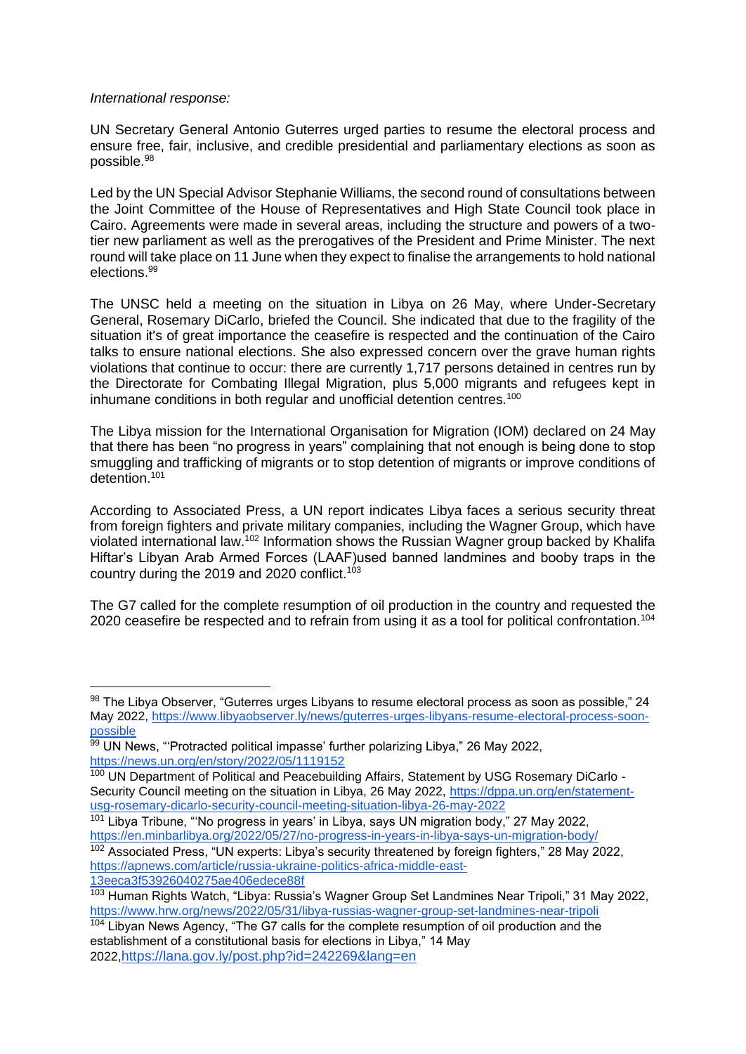*International response:*

UN Secretary General Antonio Guterres urged parties to resume the electoral process and ensure free, fair, inclusive, and credible presidential and parliamentary elections as soon as possible.[98]

Led by the UN Special Advisor Stephanie Williams, the second round of consultations between the Joint Committee of the House of Representatives and High State Council took place in Cairo. Agreements were made in several areas, including the structure and powers of a two-tier new parliament as well as the prerogatives of the President and Prime Minister. The next round will take place on 11 June when they expect to finalise the arrangements to hold national elections.[99]

The UNSC held a meeting on the situation in Libya on 26 May, where Under-Secretary General, Rosemary DiCarlo, briefed the Council. She indicated that due to the fragility of the situation it's of great importance the ceasefire is respected and the continuation of the Cairo talks to ensure national elections. She also expressed concern over the grave human rights violations that continue to occur: there are currently 1,717 persons detained in centres run by the Directorate for Combating Illegal Migration, plus 5,000 migrants and refugees kept in inhumane conditions in both regular and unofficial detention centres.[100]

The Libya mission for the International Organisation for Migration (IOM) declared on 24 May that there has been "no progress in years" complaining that not enough is being done to stop smuggling and trafficking of migrants or to stop detention of migrants or improve conditions of detention.[101]

According to Associated Press, a UN report indicates Libya faces a serious security threat from foreign fighters and private military companies, including the Wagner Group, which have violated international law.[102] Information shows the Russian Wagner group backed by Khalifa Hiftar's Libyan Arab Armed Forces (LAAF)used banned landmines and booby traps in the country during the 2019 and 2020 conflict.[103]

The G7 called for the complete resumption of oil production in the country and requested the 2020 ceasefire be respected and to refrain from using it as a tool for political confrontation.[104]

---

[98] The Libya Observer, "Guterres urges Libyans to resume electoral process as soon as possible," 24 May 2022, https://www.libyaobserver.ly/news/guterres-urges-libyans-resume-electoral-process-soon-possible

[99] UN News, "'Protracted political impasse' further polarizing Libya," 26 May 2022, https://news.un.org/en/story/2022/05/1119152

[100] UN Department of Political and Peacebuilding Affairs, Statement by USG Rosemary DiCarlo - Security Council meeting on the situation in Libya, 26 May 2022, https://dppa.un.org/en/statement-usg-rosemary-dicarlo-security-council-meeting-situation-libya-26-may-2022

[101] Libya Tribune, "'No progress in years' in Libya, says UN migration body," 27 May 2022, https://en.minbarlibya.org/2022/05/27/no-progress-in-years-in-libya-says-un-migration-body/

[102] Associated Press, "UN experts: Libya's security threatened by foreign fighters," 28 May 2022, https://apnews.com/article/russia-ukraine-politics-africa-middle-east-13eeca3f53926040275ae406edece88f

[103] Human Rights Watch, "Libya: Russia's Wagner Group Set Landmines Near Tripoli," 31 May 2022, https://www.hrw.org/news/2022/05/31/libya-russias-wagner-group-set-landmines-near-tripoli

[104] Libyan News Agency, "The G7 calls for the complete resumption of oil production and the establishment of a constitutional basis for elections in Libya," 14 May 2022,https://lana.gov.ly/post.php?id=242269&lang=en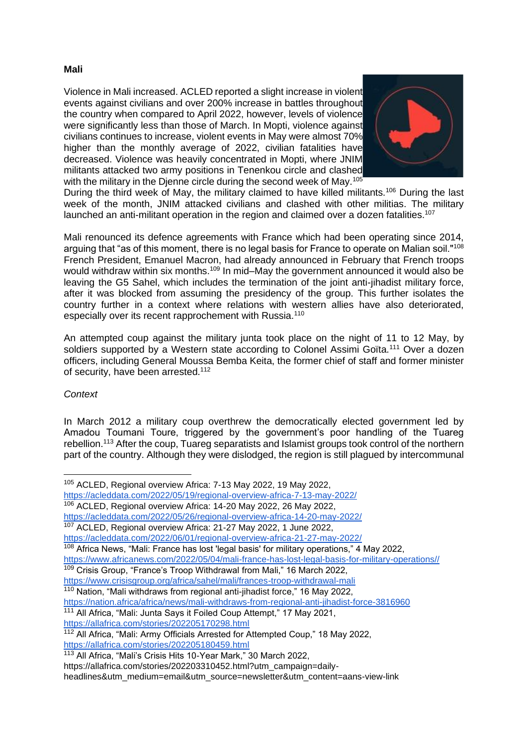**Mali**

Violence in Mali increased. ACLED reported a slight increase in violent events against civilians and over 200% increase in battles throughout the country when compared to April 2022, however, levels of violence were significantly less than those of March. In Mopti, violence against civilians continues to increase, violent events in May were almost 70% higher than the monthly average of 2022, civilian fatalities have decreased. Violence was heavily concentrated in Mopti, where JNIM militants attacked two army positions in Tenenkou circle and clashed with the military in the Djenne circle during the second week of May.[105] During the third week of May, the military claimed to have killed militants.[106] During the last week of the month, JNIM attacked civilians and clashed with other militias. The military launched an anti-militant operation in the region and claimed over a dozen fatalities.[107]

Mali renounced its defence agreements with France which had been operating since 2014, arguing that "as of this moment, there is no legal basis for France to operate on Malian soil."[108] French President, Emanuel Macron, had already announced in February that French troops would withdraw within six months.[109] In mid–May the government announced it would also be leaving the G5 Sahel, which includes the termination of the joint anti-jihadist military force, after it was blocked from assuming the presidency of the group. This further isolates the country further in a context where relations with western allies have also deteriorated, especially over its recent rapprochement with Russia.[110]

An attempted coup against the military junta took place on the night of 11 to 12 May, by soldiers supported by a Western state according to Colonel Assimi Goïta.[111] Over a dozen officers, including General Moussa Bemba Keita, the former chief of staff and former minister of security, have been arrested.[112]

*Context*

In March 2012 a military coup overthrew the democratically elected government led by Amadou Toumani Toure, triggered by the government's poor handling of the Tuareg rebellion.[113] After the coup, Tuareg separatists and Islamist groups took control of the northern part of the country. Although they were dislodged, the region is still plagued by intercommunal

---

[105] ACLED, Regional overview Africa: 7-13 May 2022, 19 May 2022, https://acleddata.com/2022/05/19/regional-overview-africa-7-13-may-2022/

[106] ACLED, Regional overview Africa: 14-20 May 2022, 26 May 2022, https://acleddata.com/2022/05/26/regional-overview-africa-14-20-may-2022/

[107] ACLED, Regional overview Africa: 21-27 May 2022, 1 June 2022, https://acleddata.com/2022/06/01/regional-overview-africa-21-27-may-2022/

[108] Africa News, "Mali: France has lost 'legal basis' for military operations," 4 May 2022, https://www.africanews.com/2022/05/04/mali-france-has-lost-legal-basis-for-military-operations//

[109] Crisis Group, "France's Troop Withdrawal from Mali," 16 March 2022, https://www.crisisgroup.org/africa/sahel/mali/frances-troop-withdrawal-mali

[110] Nation, "Mali withdraws from regional anti-jihadist force," 16 May 2022, https://nation.africa/africa/news/mali-withdraws-from-regional-anti-jihadist-force-3816960

[111] All Africa, "Mali: Junta Says it Foiled Coup Attempt," 17 May 2021, https://allafrica.com/stories/202205170298.html

[112] All Africa, "Mali: Army Officials Arrested for Attempted Coup," 18 May 2022, https://allafrica.com/stories/202205180459.html

[113] All Africa, "Mali's Crisis Hits 10-Year Mark," 30 March 2022, https://allafrica.com/stories/202203310452.html?utm_campaign=daily-headlines&utm_medium=email&utm_source=newsletter&utm_content=aans-view-link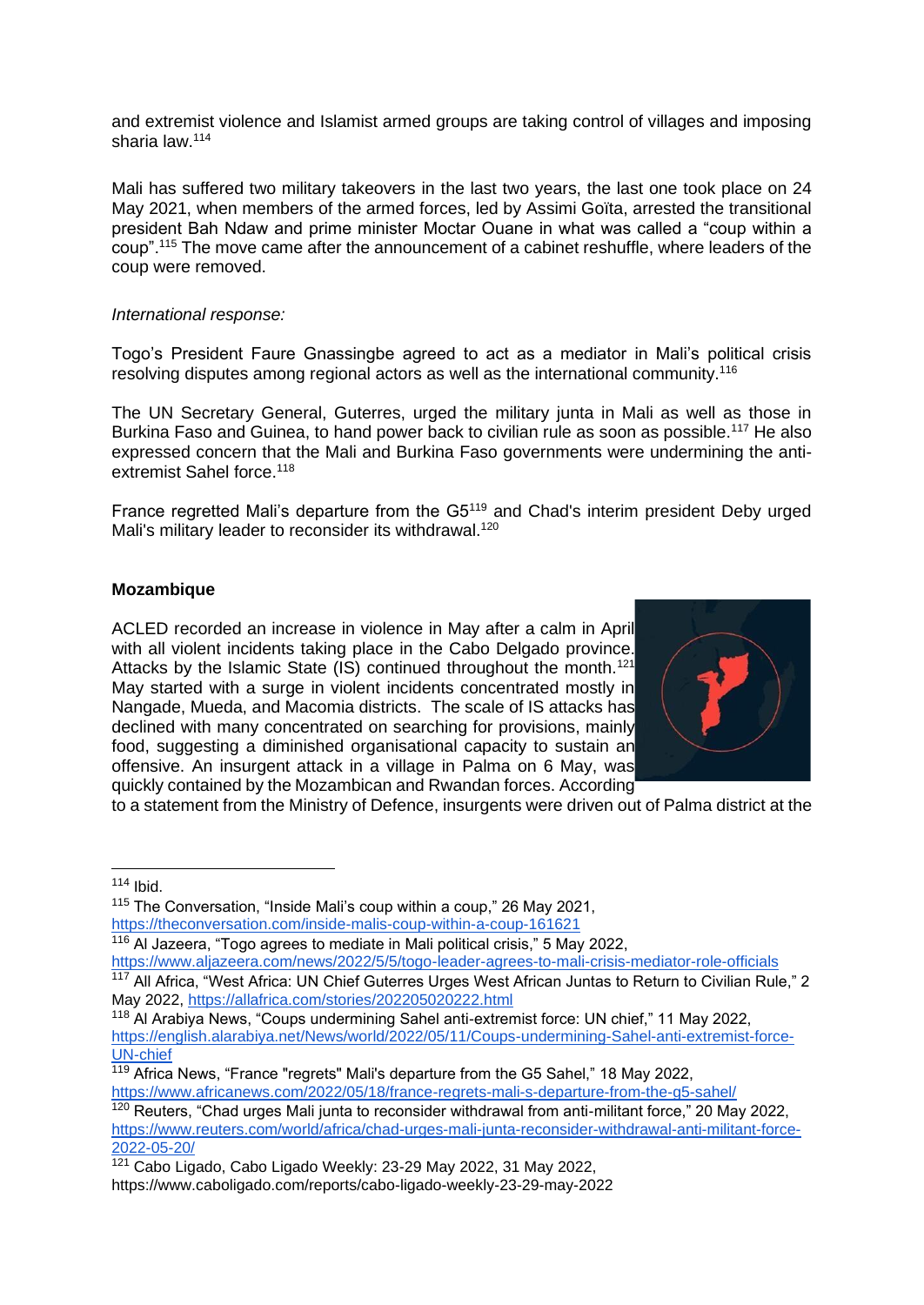and extremist violence and Islamist armed groups are taking control of villages and imposing sharia law.[114]

Mali has suffered two military takeovers in the last two years, the last one took place on 24 May 2021, when members of the armed forces, led by Assimi Goïta, arrested the transitional president Bah Ndaw and prime minister Moctar Ouane in what was called a "coup within a coup".[115] The move came after the announcement of a cabinet reshuffle, where leaders of the coup were removed.

*International response:*

Togo's President Faure Gnassingbe agreed to act as a mediator in Mali's political crisis resolving disputes among regional actors as well as the international community.[116]

The UN Secretary General, Guterres, urged the military junta in Mali as well as those in Burkina Faso and Guinea, to hand power back to civilian rule as soon as possible.[117] He also expressed concern that the Mali and Burkina Faso governments were undermining the anti-extremist Sahel force.[118]

France regretted Mali's departure from the G5[119] and Chad's interim president Deby urged Mali's military leader to reconsider its withdrawal.[120]

**Mozambique**

ACLED recorded an increase in violence in May after a calm in April with all violent incidents taking place in the Cabo Delgado province. Attacks by the Islamic State (IS) continued throughout the month.[121] May started with a surge in violent incidents concentrated mostly in Nangade, Mueda, and Macomia districts. The scale of IS attacks has declined with many concentrated on searching for provisions, mainly food, suggesting a diminished organisational capacity to sustain an offensive. An insurgent attack in a village in Palma on 6 May, was quickly contained by the Mozambican and Rwandan forces. According to a statement from the Ministry of Defence, insurgents were driven out of Palma district at the

---

[114] Ibid.

[115] The Conversation, "Inside Mali's coup within a coup," 26 May 2021, https://theconversation.com/inside-malis-coup-within-a-coup-161621

[116] Al Jazeera, "Togo agrees to mediate in Mali political crisis," 5 May 2022, https://www.aljazeera.com/news/2022/5/5/togo-leader-agrees-to-mali-crisis-mediator-role-officials

[117] All Africa, "West Africa: UN Chief Guterres Urges West African Juntas to Return to Civilian Rule," 2 May 2022, https://allafrica.com/stories/202205020222.html

[118] Al Arabiya News, "Coups undermining Sahel anti-extremist force: UN chief," 11 May 2022, https://english.alarabiya.net/News/world/2022/05/11/Coups-undermining-Sahel-anti-extremist-force-UN-chief

[119] Africa News, "France "regrets" Mali's departure from the G5 Sahel," 18 May 2022, https://www.africanews.com/2022/05/18/france-regrets-mali-s-departure-from-the-g5-sahel/

[120] Reuters, "Chad urges Mali junta to reconsider withdrawal from anti-militant force," 20 May 2022, https://www.reuters.com/world/africa/chad-urges-mali-junta-reconsider-withdrawal-anti-militant-force-2022-05-20/

[121] Cabo Ligado, Cabo Ligado Weekly: 23-29 May 2022, 31 May 2022, https://www.caboligado.com/reports/cabo-ligado-weekly-23-29-may-2022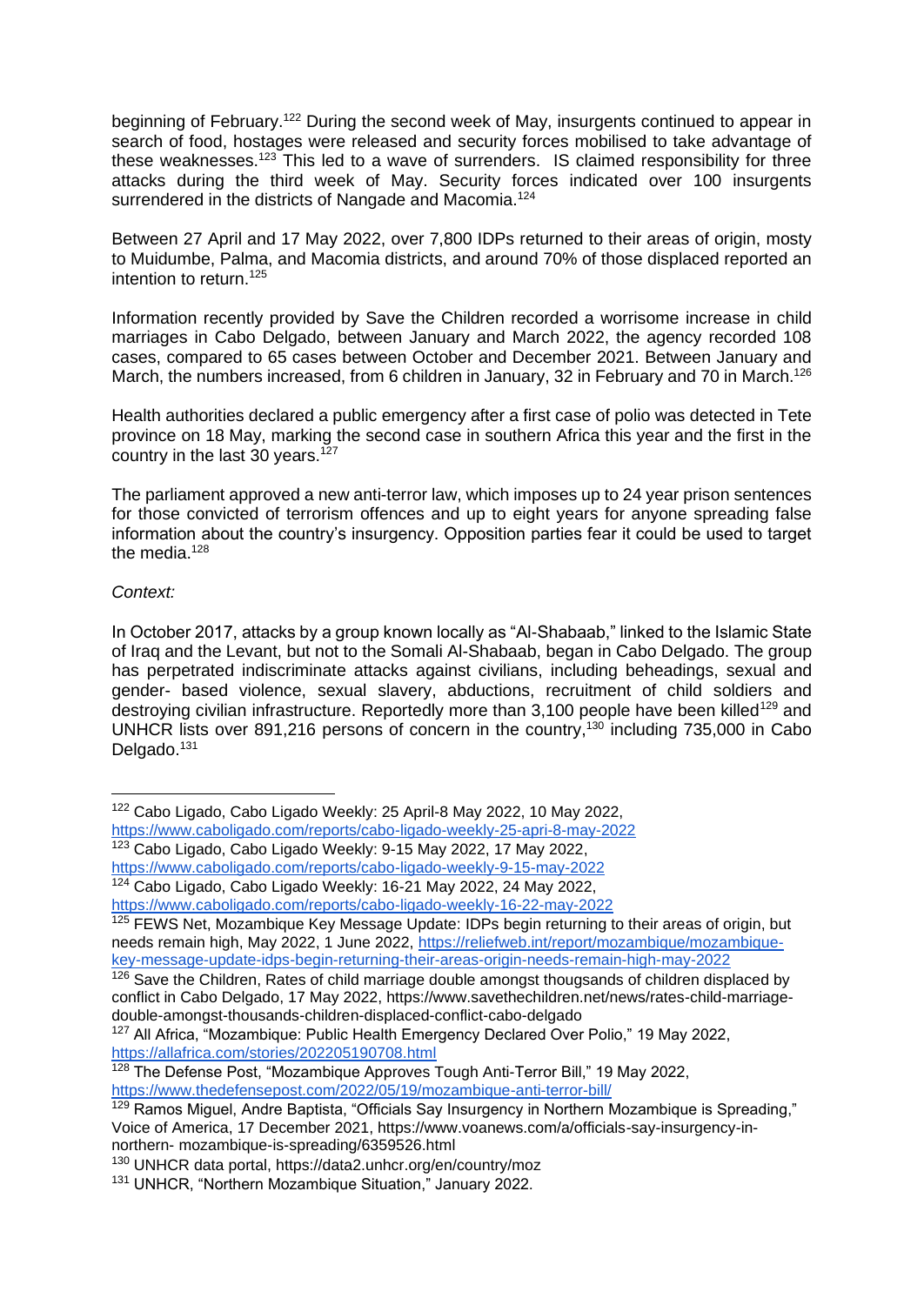beginning of February.[122] During the second week of May, insurgents continued to appear in search of food, hostages were released and security forces mobilised to take advantage of these weaknesses.[123] This led to a wave of surrenders. IS claimed responsibility for three attacks during the third week of May. Security forces indicated over 100 insurgents surrendered in the districts of Nangade and Macomia.[124]

Between 27 April and 17 May 2022, over 7,800 IDPs returned to their areas of origin, mosty to Muidumbe, Palma, and Macomia districts, and around 70% of those displaced reported an intention to return.[125]

Information recently provided by Save the Children recorded a worrisome increase in child marriages in Cabo Delgado, between January and March 2022, the agency recorded 108 cases, compared to 65 cases between October and December 2021. Between January and March, the numbers increased, from 6 children in January, 32 in February and 70 in March.[126]

Health authorities declared a public emergency after a first case of polio was detected in Tete province on 18 May, marking the second case in southern Africa this year and the first in the country in the last 30 years.[127]

The parliament approved a new anti-terror law, which imposes up to 24 year prison sentences for those convicted of terrorism offences and up to eight years for anyone spreading false information about the country's insurgency. Opposition parties fear it could be used to target the media.[128]

*Context:*

In October 2017, attacks by a group known locally as "Al-Shabaab," linked to the Islamic State of Iraq and the Levant, but not to the Somali Al-Shabaab, began in Cabo Delgado. The group has perpetrated indiscriminate attacks against civilians, including beheadings, sexual and gender- based violence, sexual slavery, abductions, recruitment of child soldiers and destroying civilian infrastructure. Reportedly more than 3,100 people have been killed[129] and UNHCR lists over 891,216 persons of concern in the country,[130] including 735,000 in Cabo Delgado.[131]

---

[122] Cabo Ligado, Cabo Ligado Weekly: 25 April-8 May 2022, 10 May 2022, https://www.caboligado.com/reports/cabo-ligado-weekly-25-apri-8-may-2022

[123] Cabo Ligado, Cabo Ligado Weekly: 9-15 May 2022, 17 May 2022, https://www.caboligado.com/reports/cabo-ligado-weekly-9-15-may-2022

[124] Cabo Ligado, Cabo Ligado Weekly: 16-21 May 2022, 24 May 2022, https://www.caboligado.com/reports/cabo-ligado-weekly-16-22-may-2022

[125] FEWS Net, Mozambique Key Message Update: IDPs begin returning to their areas of origin, but needs remain high, May 2022, 1 June 2022, https://reliefweb.int/report/mozambique/mozambique-key-message-update-idps-begin-returning-their-areas-origin-needs-remain-high-may-2022

[126] Save the Children, Rates of child marriage double amongst thougsands of children displaced by conflict in Cabo Delgado, 17 May 2022, https://www.savethechildren.net/news/rates-child-marriage-double-amongst-thousands-children-displaced-conflict-cabo-delgado

[127] All Africa, "Mozambique: Public Health Emergency Declared Over Polio," 19 May 2022, https://allafrica.com/stories/202205190708.html

[128] The Defense Post, "Mozambique Approves Tough Anti-Terror Bill," 19 May 2022, https://www.thedefensepost.com/2022/05/19/mozambique-anti-terror-bill/

[129] Ramos Miguel, Andre Baptista, "Officials Say Insurgency in Northern Mozambique is Spreading," Voice of America, 17 December 2021, https://www.voanews.com/a/officials-say-insurgency-in-northern- mozambique-is-spreading/6359526.html

[130] UNHCR data portal, https://data2.unhcr.org/en/country/moz

[131] UNHCR, "Northern Mozambique Situation," January 2022.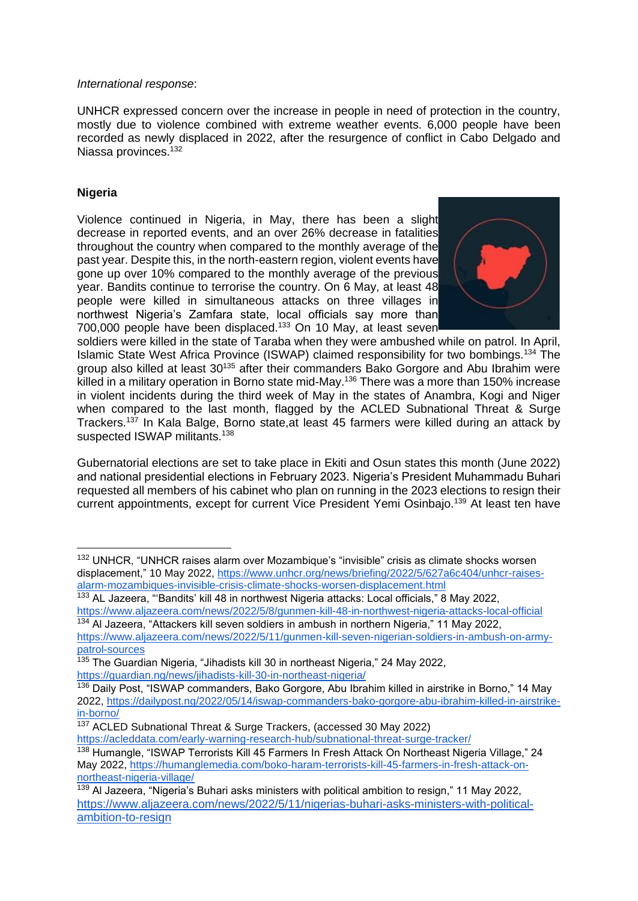*International response*:

UNHCR expressed concern over the increase in people in need of protection in the country, mostly due to violence combined with extreme weather events. 6,000 people have been recorded as newly displaced in 2022, after the resurgence of conflict in Cabo Delgado and Niassa provinces.[132]

**Nigeria**

Violence continued in Nigeria, in May, there has been a slight decrease in reported events, and an over 26% decrease in fatalities throughout the country when compared to the monthly average of the past year. Despite this, in the north-eastern region, violent events have gone up over 10% compared to the monthly average of the previous year. Bandits continue to terrorise the country. On 6 May, at least 48 people were killed in simultaneous attacks on three villages in northwest Nigeria's Zamfara state, local officials say more than 700,000 people have been displaced.[133] On 10 May, at least seven soldiers were killed in the state of Taraba when they were ambushed while on patrol. In April, Islamic State West Africa Province (ISWAP) claimed responsibility for two bombings.[134] The group also killed at least 30[135] after their commanders Bako Gorgore and Abu Ibrahim were killed in a military operation in Borno state mid-May.[136] There was a more than 150% increase in violent incidents during the third week of May in the states of Anambra, Kogi and Niger when compared to the last month, flagged by the ACLED Subnational Threat & Surge Trackers.[137] In Kala Balge, Borno state,at least 45 farmers were killed during an attack by suspected ISWAP militants.[138]

Gubernatorial elections are set to take place in Ekiti and Osun states this month (June 2022) and national presidential elections in February 2023. Nigeria's President Muhammadu Buhari requested all members of his cabinet who plan on running in the 2023 elections to resign their current appointments, except for current Vice President Yemi Osinbajo.[139] At least ten have

---

[132] UNHCR, "UNHCR raises alarm over Mozambique's "invisible" crisis as climate shocks worsen displacement," 10 May 2022, https://www.unhcr.org/news/briefing/2022/5/627a6c404/unhcr-raises-alarm-mozambiques-invisible-crisis-climate-shocks-worsen-displacement.html

[133] AL Jazeera, "'Bandits' kill 48 in northwest Nigeria attacks: Local officials," 8 May 2022, https://www.aljazeera.com/news/2022/5/8/gunmen-kill-48-in-northwest-nigeria-attacks-local-official

[134] Al Jazeera, "Attackers kill seven soldiers in ambush in northern Nigeria," 11 May 2022, https://www.aljazeera.com/news/2022/5/11/gunmen-kill-seven-nigerian-soldiers-in-ambush-on-army-patrol-sources

[135] The Guardian Nigeria, "Jihadists kill 30 in northeast Nigeria," 24 May 2022, https://guardian.ng/news/jihadists-kill-30-in-northeast-nigeria/

[136] Daily Post, "ISWAP commanders, Bako Gorgore, Abu Ibrahim killed in airstrike in Borno," 14 May 2022, https://dailypost.ng/2022/05/14/iswap-commanders-bako-gorgore-abu-ibrahim-killed-in-airstrike-in-borno/

[137] ACLED Subnational Threat & Surge Trackers, (accessed 30 May 2022) https://acleddata.com/early-warning-research-hub/subnational-threat-surge-tracker/

[138] Humangle, "ISWAP Terrorists Kill 45 Farmers In Fresh Attack On Northeast Nigeria Village," 24 May 2022, https://humanglemedia.com/boko-haram-terrorists-kill-45-farmers-in-fresh-attack-on-northeast-nigeria-village/

[139] Al Jazeera, "Nigeria's Buhari asks ministers with political ambition to resign," 11 May 2022, https://www.aljazeera.com/news/2022/5/11/nigerias-buhari-asks-ministers-with-political-ambition-to-resign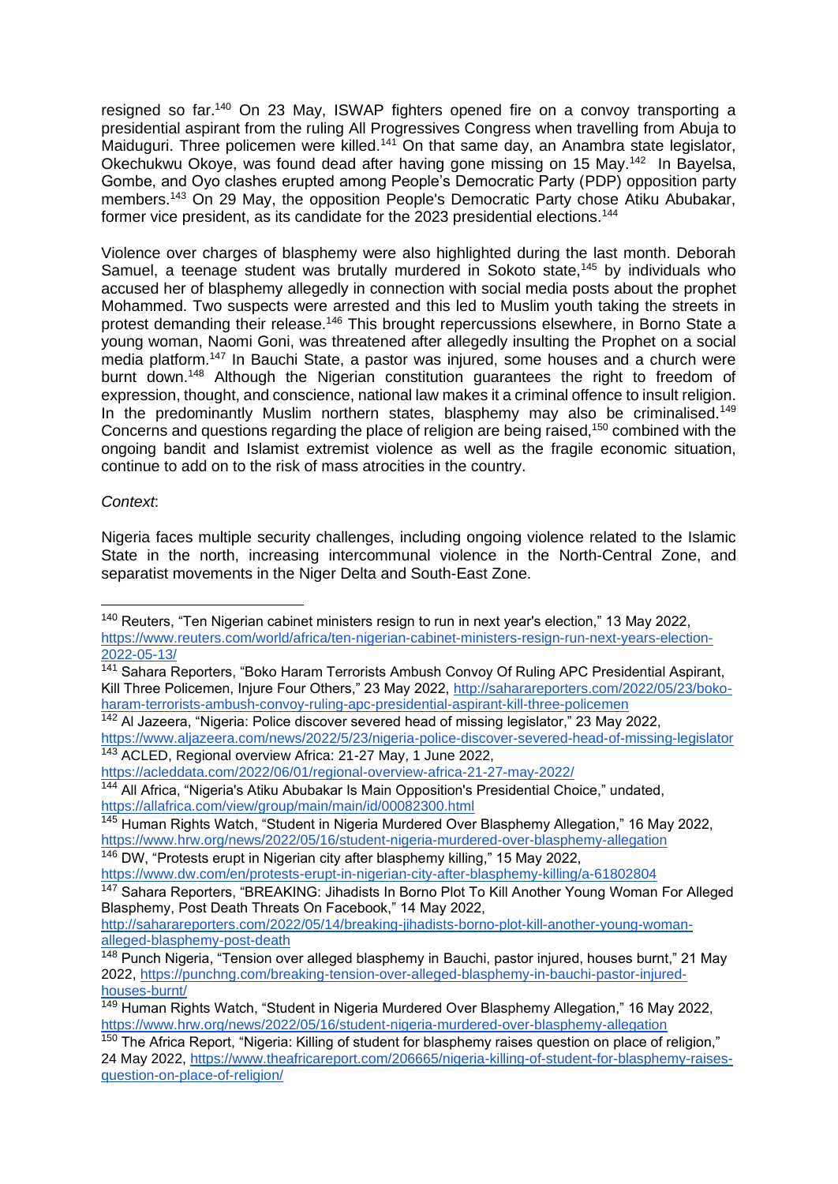resigned so far.[140] On 23 May, ISWAP fighters opened fire on a convoy transporting a presidential aspirant from the ruling All Progressives Congress when travelling from Abuja to Maiduguri. Three policemen were killed.[141] On that same day, an Anambra state legislator, Okechukwu Okoye, was found dead after having gone missing on 15 May.[142] In Bayelsa, Gombe, and Oyo clashes erupted among People's Democratic Party (PDP) opposition party members.[143] On 29 May, the opposition People's Democratic Party chose Atiku Abubakar, former vice president, as its candidate for the 2023 presidential elections.[144]

Violence over charges of blasphemy were also highlighted during the last month. Deborah Samuel, a teenage student was brutally murdered in Sokoto state,[145] by individuals who accused her of blasphemy allegedly in connection with social media posts about the prophet Mohammed. Two suspects were arrested and this led to Muslim youth taking the streets in protest demanding their release.[146] This brought repercussions elsewhere, in Borno State a young woman, Naomi Goni, was threatened after allegedly insulting the Prophet on a social media platform.[147] In Bauchi State, a pastor was injured, some houses and a church were burnt down.[148] Although the Nigerian constitution guarantees the right to freedom of expression, thought, and conscience, national law makes it a criminal offence to insult religion. In the predominantly Muslim northern states, blasphemy may also be criminalised.[149] Concerns and questions regarding the place of religion are being raised,[150] combined with the ongoing bandit and Islamist extremist violence as well as the fragile economic situation, continue to add on to the risk of mass atrocities in the country.

*Context*:

Nigeria faces multiple security challenges, including ongoing violence related to the Islamic State in the north, increasing intercommunal violence in the North-Central Zone, and separatist movements in the Niger Delta and South-East Zone.

---

[140] Reuters, "Ten Nigerian cabinet ministers resign to run in next year's election," 13 May 2022, https://www.reuters.com/world/africa/ten-nigerian-cabinet-ministers-resign-run-next-years-election-2022-05-13/

[141] Sahara Reporters, "Boko Haram Terrorists Ambush Convoy Of Ruling APC Presidential Aspirant, Kill Three Policemen, Injure Four Others," 23 May 2022, http://saharareporters.com/2022/05/23/boko-haram-terrorists-ambush-convoy-ruling-apc-presidential-aspirant-kill-three-policemen

[142] Al Jazeera, "Nigeria: Police discover severed head of missing legislator," 23 May 2022, https://www.aljazeera.com/news/2022/5/23/nigeria-police-discover-severed-head-of-missing-legislator

[143] ACLED, Regional overview Africa: 21-27 May, 1 June 2022, https://acleddata.com/2022/06/01/regional-overview-africa-21-27-may-2022/

[144] All Africa, "Nigeria's Atiku Abubakar Is Main Opposition's Presidential Choice," undated, https://allafrica.com/view/group/main/main/id/00082300.html

[145] Human Rights Watch, "Student in Nigeria Murdered Over Blasphemy Allegation," 16 May 2022, https://www.hrw.org/news/2022/05/16/student-nigeria-murdered-over-blasphemy-allegation

[146] DW, "Protests erupt in Nigerian city after blasphemy killing," 15 May 2022, https://www.dw.com/en/protests-erupt-in-nigerian-city-after-blasphemy-killing/a-61802804

[147] Sahara Reporters, "BREAKING: Jihadists In Borno Plot To Kill Another Young Woman For Alleged Blasphemy, Post Death Threats On Facebook," 14 May 2022, http://saharareporters.com/2022/05/14/breaking-jihadists-borno-plot-kill-another-young-woman-alleged-blasphemy-post-death

[148] Punch Nigeria, "Tension over alleged blasphemy in Bauchi, pastor injured, houses burnt," 21 May 2022, https://punchng.com/breaking-tension-over-alleged-blasphemy-in-bauchi-pastor-injured-houses-burnt/

[149] Human Rights Watch, "Student in Nigeria Murdered Over Blasphemy Allegation," 16 May 2022, https://www.hrw.org/news/2022/05/16/student-nigeria-murdered-over-blasphemy-allegation

[150] The Africa Report, "Nigeria: Killing of student for blasphemy raises question on place of religion," 24 May 2022, https://www.theafricareport.com/206665/nigeria-killing-of-student-for-blasphemy-raises-question-on-place-of-religion/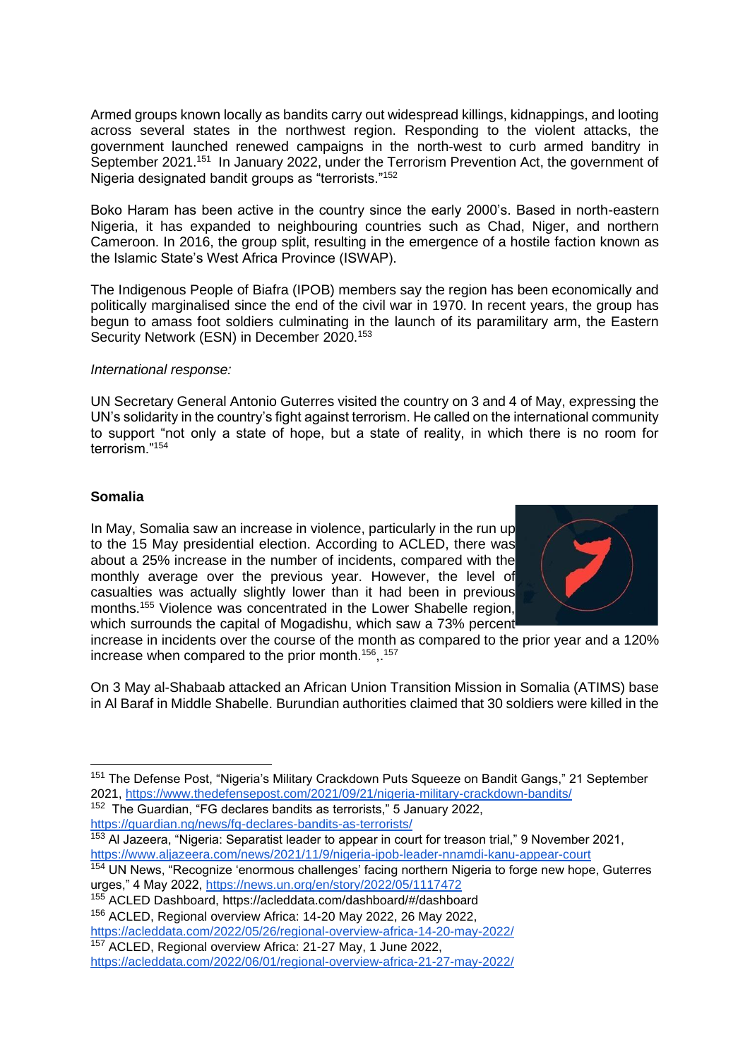Armed groups known locally as bandits carry out widespread killings, kidnappings, and looting across several states in the northwest region. Responding to the violent attacks, the government launched renewed campaigns in the north-west to curb armed banditry in September 2021.[151] In January 2022, under the Terrorism Prevention Act, the government of Nigeria designated bandit groups as "terrorists."[152]

Boko Haram has been active in the country since the early 2000's. Based in north-eastern Nigeria, it has expanded to neighbouring countries such as Chad, Niger, and northern Cameroon. In 2016, the group split, resulting in the emergence of a hostile faction known as the Islamic State's West Africa Province (ISWAP).

The Indigenous People of Biafra (IPOB) members say the region has been economically and politically marginalised since the end of the civil war in 1970. In recent years, the group has begun to amass foot soldiers culminating in the launch of its paramilitary arm, the Eastern Security Network (ESN) in December 2020.[153]

*International response:*

UN Secretary General Antonio Guterres visited the country on 3 and 4 of May, expressing the UN's solidarity in the country's fight against terrorism. He called on the international community to support "not only a state of hope, but a state of reality, in which there is no room for terrorism."[154]

**Somalia**

In May, Somalia saw an increase in violence, particularly in the run up to the 15 May presidential election. According to ACLED, there was about a 25% increase in the number of incidents, compared with the monthly average over the previous year. However, the level of casualties was actually slightly lower than it had been in previous months.[155] Violence was concentrated in the Lower Shabelle region, which surrounds the capital of Mogadishu, which saw a 73% percent increase in incidents over the course of the month as compared to the prior year and a 120% increase when compared to the prior month.[156],.[157]

On 3 May al-Shabaab attacked an African Union Transition Mission in Somalia (ATIMS) base in Al Baraf in Middle Shabelle. Burundian authorities claimed that 30 soldiers were killed in the

---

[151] The Defense Post, "Nigeria's Military Crackdown Puts Squeeze on Bandit Gangs," 21 September 2021, https://www.thedefensepost.com/2021/09/21/nigeria-military-crackdown-bandits/

[152] The Guardian, "FG declares bandits as terrorists," 5 January 2022, https://guardian.ng/news/fg-declares-bandits-as-terrorists/

[153] Al Jazeera, "Nigeria: Separatist leader to appear in court for treason trial," 9 November 2021, https://www.aljazeera.com/news/2021/11/9/nigeria-ipob-leader-nnamdi-kanu-appear-court

[154] UN News, "Recognize 'enormous challenges' facing northern Nigeria to forge new hope, Guterres urges," 4 May 2022, https://news.un.org/en/story/2022/05/1117472

[155] ACLED Dashboard, https://acleddata.com/dashboard/#/dashboard

[156] ACLED, Regional overview Africa: 14-20 May 2022, 26 May 2022, https://acleddata.com/2022/05/26/regional-overview-africa-14-20-may-2022/

[157] ACLED, Regional overview Africa: 21-27 May, 1 June 2022, https://acleddata.com/2022/06/01/regional-overview-africa-21-27-may-2022/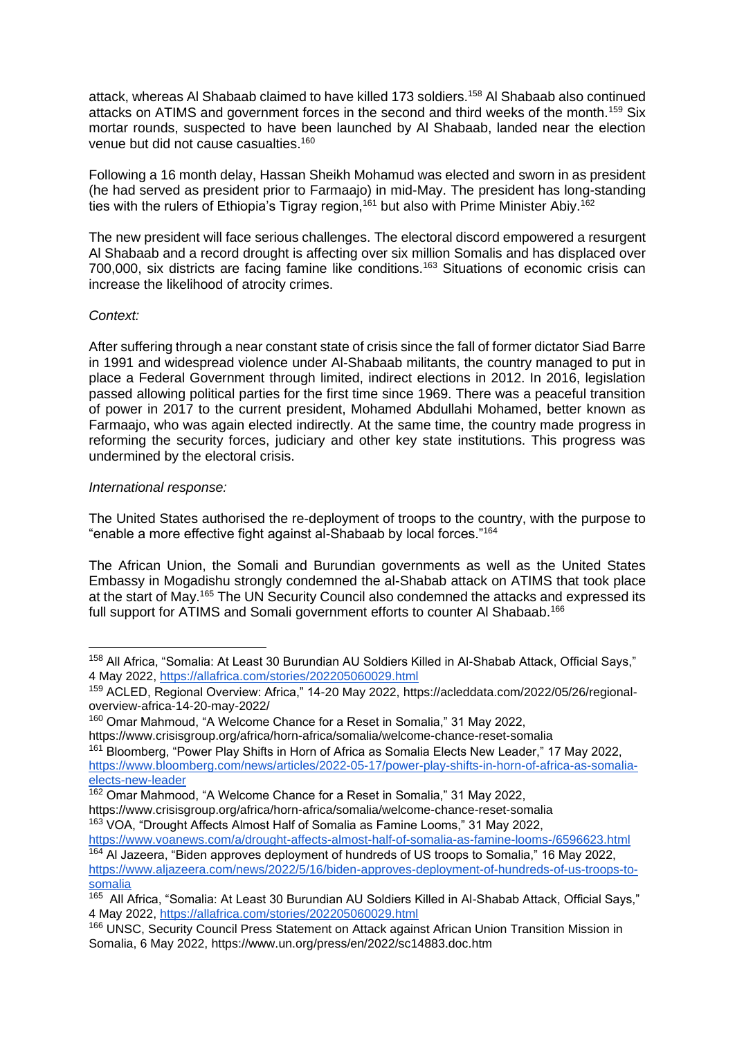attack, whereas Al Shabaab claimed to have killed 173 soldiers.[158] Al Shabaab also continued attacks on ATIMS and government forces in the second and third weeks of the month.[159] Six mortar rounds, suspected to have been launched by Al Shabaab, landed near the election venue but did not cause casualties.[160]

Following a 16 month delay, Hassan Sheikh Mohamud was elected and sworn in as president (he had served as president prior to Farmaajo) in mid-May. The president has long-standing ties with the rulers of Ethiopia's Tigray region,[161] but also with Prime Minister Abiy.[162]

The new president will face serious challenges. The electoral discord empowered a resurgent Al Shabaab and a record drought is affecting over six million Somalis and has displaced over 700,000, six districts are facing famine like conditions.[163] Situations of economic crisis can increase the likelihood of atrocity crimes.

*Context:*

After suffering through a near constant state of crisis since the fall of former dictator Siad Barre in 1991 and widespread violence under Al-Shabaab militants, the country managed to put in place a Federal Government through limited, indirect elections in 2012. In 2016, legislation passed allowing political parties for the first time since 1969. There was a peaceful transition of power in 2017 to the current president, Mohamed Abdullahi Mohamed, better known as Farmaajo, who was again elected indirectly. At the same time, the country made progress in reforming the security forces, judiciary and other key state institutions. This progress was undermined by the electoral crisis.

*International response:*

The United States authorised the re-deployment of troops to the country, with the purpose to "enable a more effective fight against al-Shabaab by local forces."[164]

The African Union, the Somali and Burundian governments as well as the United States Embassy in Mogadishu strongly condemned the al-Shabab attack on ATIMS that took place at the start of May.[165] The UN Security Council also condemned the attacks and expressed its full support for ATIMS and Somali government efforts to counter Al Shabaab.[166]

---

[158] All Africa, "Somalia: At Least 30 Burundian AU Soldiers Killed in Al-Shabab Attack, Official Says," 4 May 2022, https://allafrica.com/stories/202205060029.html

[159] ACLED, Regional Overview: Africa," 14-20 May 2022, https://acleddata.com/2022/05/26/regional-overview-africa-14-20-may-2022/

[160] Omar Mahmoud, "A Welcome Chance for a Reset in Somalia," 31 May 2022, https://www.crisisgroup.org/africa/horn-africa/somalia/welcome-chance-reset-somalia

[161] Bloomberg, "Power Play Shifts in Horn of Africa as Somalia Elects New Leader," 17 May 2022, https://www.bloomberg.com/news/articles/2022-05-17/power-play-shifts-in-horn-of-africa-as-somalia-elects-new-leader

[162] Omar Mahmood, "A Welcome Chance for a Reset in Somalia," 31 May 2022, https://www.crisisgroup.org/africa/horn-africa/somalia/welcome-chance-reset-somalia

[163] VOA, "Drought Affects Almost Half of Somalia as Famine Looms," 31 May 2022, https://www.voanews.com/a/drought-affects-almost-half-of-somalia-as-famine-looms-/6596623.html

[164] Al Jazeera, "Biden approves deployment of hundreds of US troops to Somalia," 16 May 2022, https://www.aljazeera.com/news/2022/5/16/biden-approves-deployment-of-hundreds-of-us-troops-to-somalia

[165] All Africa, "Somalia: At Least 30 Burundian AU Soldiers Killed in Al-Shabab Attack, Official Says," 4 May 2022, https://allafrica.com/stories/202205060029.html

[166] UNSC, Security Council Press Statement on Attack against African Union Transition Mission in Somalia, 6 May 2022, https://www.un.org/press/en/2022/sc14883.doc.htm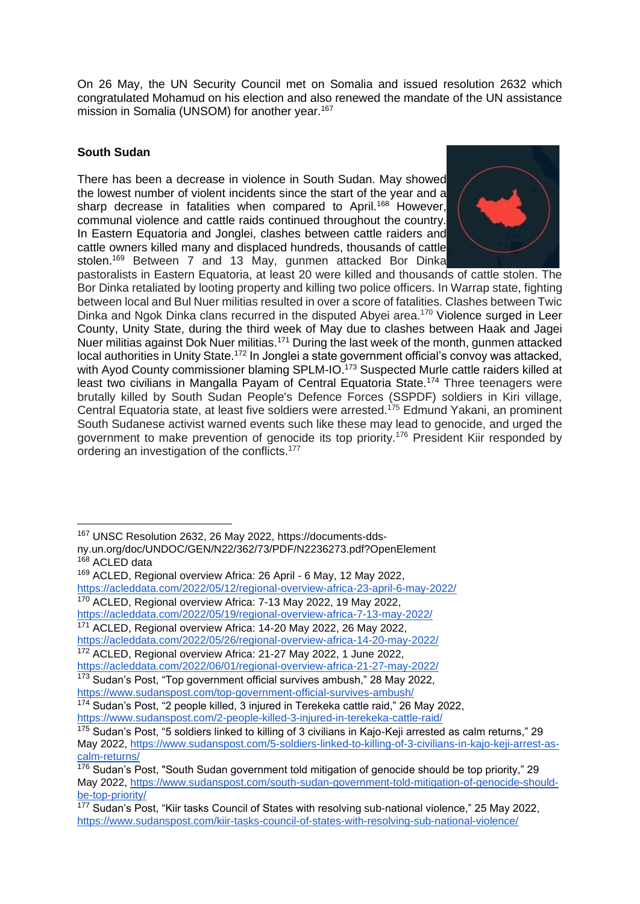On 26 May, the UN Security Council met on Somalia and issued resolution 2632 which congratulated Mohamud on his election and also renewed the mandate of the UN assistance mission in Somalia (UNSOM) for another year.[167]

**South Sudan**

There has been a decrease in violence in South Sudan. May showed the lowest number of violent incidents since the start of the year and a sharp decrease in fatalities when compared to April.[168] However, communal violence and cattle raids continued throughout the country. In Eastern Equatoria and Jonglei, clashes between cattle raiders and cattle owners killed many and displaced hundreds, thousands of cattle stolen.[169] Between 7 and 13 May, gunmen attacked Bor Dinka pastoralists in Eastern Equatoria, at least 20 were killed and thousands of cattle stolen. The Bor Dinka retaliated by looting property and killing two police officers. In Warrap state, fighting between local and Bul Nuer militias resulted in over a score of fatalities. Clashes between Twic Dinka and Ngok Dinka clans recurred in the disputed Abyei area.[170] Violence surged in Leer County, Unity State, during the third week of May due to clashes between Haak and Jagei Nuer militias against Dok Nuer militias.[171] During the last week of the month, gunmen attacked local authorities in Unity State.[172] In Jonglei a state government official's convoy was attacked, with Ayod County commissioner blaming SPLM-IO.[173] Suspected Murle cattle raiders killed at least two civilians in Mangalla Payam of Central Equatoria State.[174] Three teenagers were brutally killed by South Sudan People's Defence Forces (SSPDF) soldiers in Kiri village, Central Equatoria state, at least five soldiers were arrested.[175] Edmund Yakani, an prominent South Sudanese activist warned events such like these may lead to genocide, and urged the government to make prevention of genocide its top priority.[176] President Kiir responded by ordering an investigation of the conflicts.[177]

---

[167] UNSC Resolution 2632, 26 May 2022, https://documents-dds-ny.un.org/doc/UNDOC/GEN/N22/362/73/PDF/N2236273.pdf?OpenElement

[168] ACLED data

[169] ACLED, Regional overview Africa: 26 April - 6 May, 12 May 2022, https://acleddata.com/2022/05/12/regional-overview-africa-23-april-6-may-2022/

[170] ACLED, Regional overview Africa: 7-13 May 2022, 19 May 2022, https://acleddata.com/2022/05/19/regional-overview-africa-7-13-may-2022/

[171] ACLED, Regional overview Africa: 14-20 May 2022, 26 May 2022, https://acleddata.com/2022/05/26/regional-overview-africa-14-20-may-2022/

[172] ACLED, Regional overview Africa: 21-27 May 2022, 1 June 2022, https://acleddata.com/2022/06/01/regional-overview-africa-21-27-may-2022/

[173] Sudan's Post, "Top government official survives ambush," 28 May 2022, https://www.sudanspost.com/top-government-official-survives-ambush/

[174] Sudan's Post, "2 people killed, 3 injured in Terekeka cattle raid," 26 May 2022, https://www.sudanspost.com/2-people-killed-3-injured-in-terekeka-cattle-raid/

[175] Sudan's Post, "5 soldiers linked to killing of 3 civilians in Kajo-Keji arrested as calm returns," 29 May 2022, https://www.sudanspost.com/5-soldiers-linked-to-killing-of-3-civilians-in-kajo-keji-arrest-as-calm-returns/

[176] Sudan's Post, "South Sudan government told mitigation of genocide should be top priority," 29 May 2022, https://www.sudanspost.com/south-sudan-government-told-mitigation-of-genocide-should-be-top-priority/

[177] Sudan's Post, "Kiir tasks Council of States with resolving sub-national violence," 25 May 2022, https://www.sudanspost.com/kiir-tasks-council-of-states-with-resolving-sub-national-violence/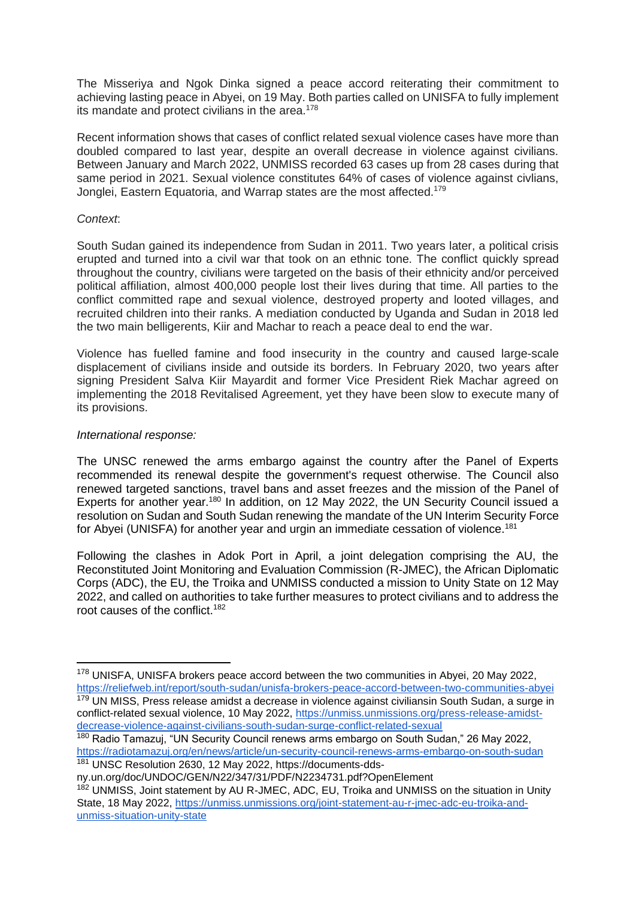The Misseriya and Ngok Dinka signed a peace accord reiterating their commitment to achieving lasting peace in Abyei, on 19 May. Both parties called on UNISFA to fully implement its mandate and protect civilians in the area.[178]

Recent information shows that cases of conflict related sexual violence cases have more than doubled compared to last year, despite an overall decrease in violence against civilians. Between January and March 2022, UNMISS recorded 63 cases up from 28 cases during that same period in 2021. Sexual violence constitutes 64% of cases of violence against civlians, Jonglei, Eastern Equatoria, and Warrap states are the most affected.[179]

*Context*:

South Sudan gained its independence from Sudan in 2011. Two years later, a political crisis erupted and turned into a civil war that took on an ethnic tone. The conflict quickly spread throughout the country, civilians were targeted on the basis of their ethnicity and/or perceived political affiliation, almost 400,000 people lost their lives during that time. All parties to the conflict committed rape and sexual violence, destroyed property and looted villages, and recruited children into their ranks. A mediation conducted by Uganda and Sudan in 2018 led the two main belligerents, Kiir and Machar to reach a peace deal to end the war.

Violence has fuelled famine and food insecurity in the country and caused large-scale displacement of civilians inside and outside its borders. In February 2020, two years after signing President Salva Kiir Mayardit and former Vice President Riek Machar agreed on implementing the 2018 Revitalised Agreement, yet they have been slow to execute many of its provisions.

*International response:*

The UNSC renewed the arms embargo against the country after the Panel of Experts recommended its renewal despite the government's request otherwise. The Council also renewed targeted sanctions, travel bans and asset freezes and the mission of the Panel of Experts for another year.[180] In addition, on 12 May 2022, the UN Security Council issued a resolution on Sudan and South Sudan renewing the mandate of the UN Interim Security Force for Abyei (UNISFA) for another year and urgin an immediate cessation of violence.[181]

Following the clashes in Adok Port in April, a joint delegation comprising the AU, the Reconstituted Joint Monitoring and Evaluation Commission (R-JMEC), the African Diplomatic Corps (ADC), the EU, the Troika and UNMISS conducted a mission to Unity State on 12 May 2022, and called on authorities to take further measures to protect civilians and to address the root causes of the conflict.[182]

---

[178] UNISFA, UNISFA brokers peace accord between the two communities in Abyei, 20 May 2022, https://reliefweb.int/report/south-sudan/unisfa-brokers-peace-accord-between-two-communities-abyei

[179] UN MISS, Press release amidst a decrease in violence against civiliansin South Sudan, a surge in conflict-related sexual violence, 10 May 2022, https://unmiss.unmissions.org/press-release-amidst-decrease-violence-against-civilians-south-sudan-surge-conflict-related-sexual

[180] Radio Tamazuj, "UN Security Council renews arms embargo on South Sudan," 26 May 2022, https://radiotamazuj.org/en/news/article/un-security-council-renews-arms-embargo-on-south-sudan

[181] UNSC Resolution 2630, 12 May 2022, https://documents-dds-ny.un.org/doc/UNDOC/GEN/N22/347/31/PDF/N2234731.pdf?OpenElement

[182] UNMISS, Joint statement by AU R-JMEC, ADC, EU, Troika and UNMISS on the situation in Unity State, 18 May 2022, https://unmiss.unmissions.org/joint-statement-au-r-jmec-adc-eu-troika-and-unmiss-situation-unity-state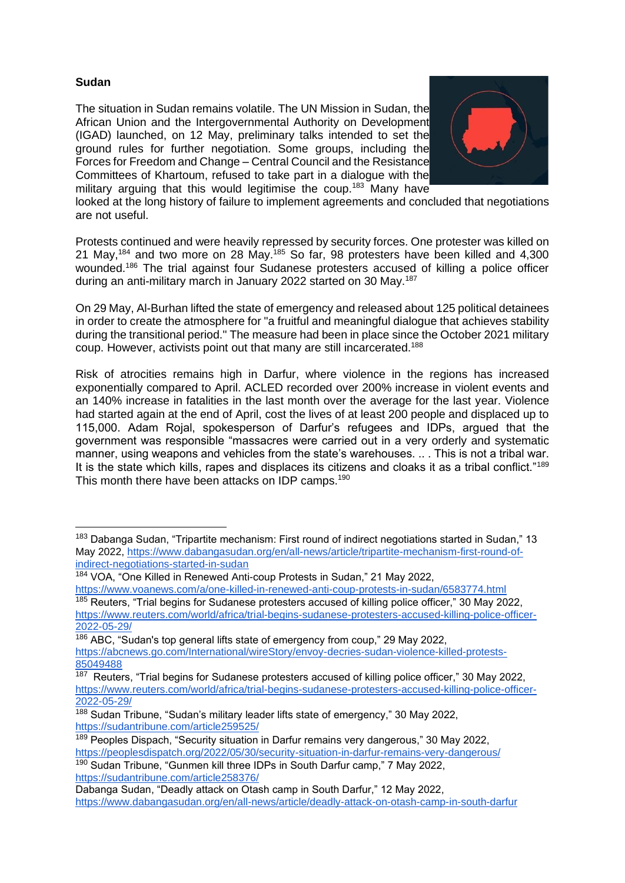**Sudan**

The situation in Sudan remains volatile. The UN Mission in Sudan, the African Union and the Intergovernmental Authority on Development (IGAD) launched, on 12 May, preliminary talks intended to set the ground rules for further negotiation. Some groups, including the Forces for Freedom and Change – Central Council and the Resistance Committees of Khartoum, refused to take part in a dialogue with the military arguing that this would legitimise the coup.[183] Many have looked at the long history of failure to implement agreements and concluded that negotiations are not useful.

Protests continued and were heavily repressed by security forces. One protester was killed on 21 May,[184] and two more on 28 May.[185] So far, 98 protesters have been killed and 4,300 wounded.[186] The trial against four Sudanese protesters accused of killing a police officer during an anti-military march in January 2022 started on 30 May.[187]

On 29 May, Al-Burhan lifted the state of emergency and released about 125 political detainees in order to create the atmosphere for "a fruitful and meaningful dialogue that achieves stability during the transitional period." The measure had been in place since the October 2021 military coup. However, activists point out that many are still incarcerated.[188]

Risk of atrocities remains high in Darfur, where violence in the regions has increased exponentially compared to April. ACLED recorded over 200% increase in violent events and an 140% increase in fatalities in the last month over the average for the last year. Violence had started again at the end of April, cost the lives of at least 200 people and displaced up to 115,000. Adam Rojal, spokesperson of Darfur's refugees and IDPs, argued that the government was responsible "massacres were carried out in a very orderly and systematic manner, using weapons and vehicles from the state's warehouses. .. . This is not a tribal war. It is the state which kills, rapes and displaces its citizens and cloaks it as a tribal conflict."[189] This month there have been attacks on IDP camps.[190]

---

[183] Dabanga Sudan, "Tripartite mechanism: First round of indirect negotiations started in Sudan," 13 May 2022, https://www.dabangasudan.org/en/all-news/article/tripartite-mechanism-first-round-of-indirect-negotiations-started-in-sudan

[184] VOA, "One Killed in Renewed Anti-coup Protests in Sudan," 21 May 2022, https://www.voanews.com/a/one-killed-in-renewed-anti-coup-protests-in-sudan/6583774.html

[185] Reuters, "Trial begins for Sudanese protesters accused of killing police officer," 30 May 2022, https://www.reuters.com/world/africa/trial-begins-sudanese-protesters-accused-killing-police-officer-2022-05-29/

[186] ABC, "Sudan's top general lifts state of emergency from coup," 29 May 2022, https://abcnews.go.com/International/wireStory/envoy-decries-sudan-violence-killed-protests-85049488

[187] Reuters, "Trial begins for Sudanese protesters accused of killing police officer," 30 May 2022, https://www.reuters.com/world/africa/trial-begins-sudanese-protesters-accused-killing-police-officer-2022-05-29/

[188] Sudan Tribune, "Sudan's military leader lifts state of emergency," 30 May 2022, https://sudantribune.com/article259525/

[189] Peoples Dispach, "Security situation in Darfur remains very dangerous," 30 May 2022, https://peoplesdispatch.org/2022/05/30/security-situation-in-darfur-remains-very-dangerous/

[190] Sudan Tribune, "Gunmen kill three IDPs in South Darfur camp," 7 May 2022, https://sudantribune.com/article258376/
Dabanga Sudan, "Deadly attack on Otash camp in South Darfur," 12 May 2022, https://www.dabangasudan.org/en/all-news/article/deadly-attack-on-otash-camp-in-south-darfur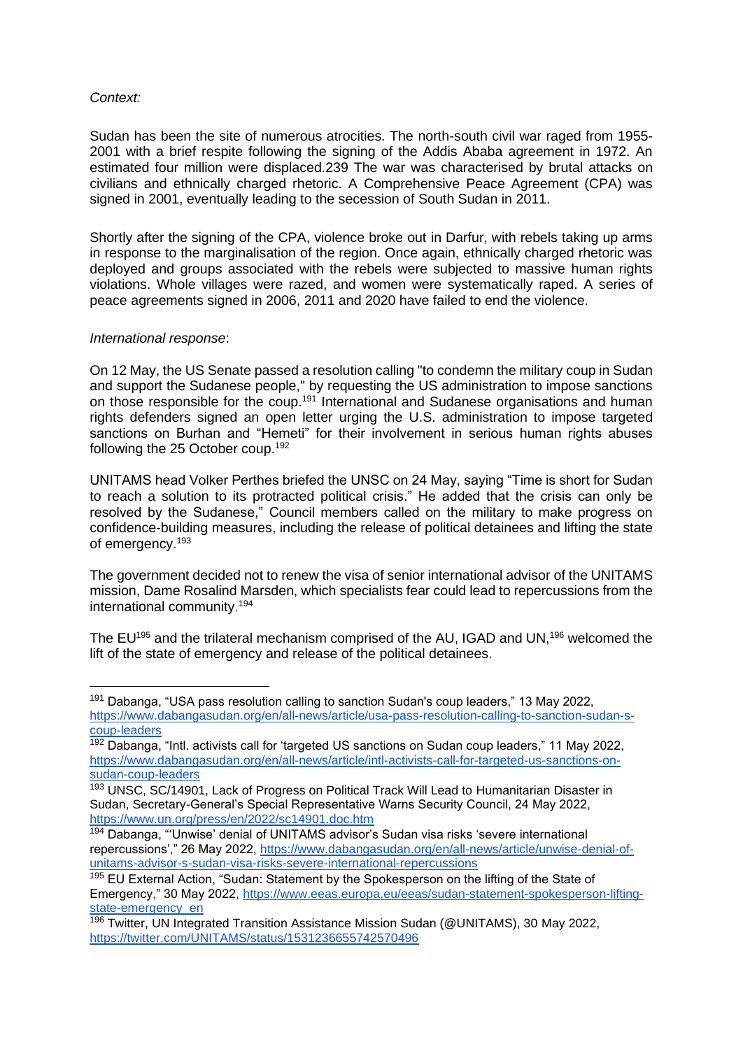*Context:*

Sudan has been the site of numerous atrocities. The north-south civil war raged from 1955-2001 with a brief respite following the signing of the Addis Ababa agreement in 1972. An estimated four million were displaced.239 The war was characterised by brutal attacks on civilians and ethnically charged rhetoric. A Comprehensive Peace Agreement (CPA) was signed in 2001, eventually leading to the secession of South Sudan in 2011.

Shortly after the signing of the CPA, violence broke out in Darfur, with rebels taking up arms in response to the marginalisation of the region. Once again, ethnically charged rhetoric was deployed and groups associated with the rebels were subjected to massive human rights violations. Whole villages were razed, and women were systematically raped. A series of peace agreements signed in 2006, 2011 and 2020 have failed to end the violence.

*International response*:

On 12 May, the US Senate passed a resolution calling "to condemn the military coup in Sudan and support the Sudanese people," by requesting the US administration to impose sanctions on those responsible for the coup.[191] International and Sudanese organisations and human rights defenders signed an open letter urging the U.S. administration to impose targeted sanctions on Burhan and "Hemeti" for their involvement in serious human rights abuses following the 25 October coup.[192]

UNITAMS head Volker Perthes briefed the UNSC on 24 May, saying "Time is short for Sudan to reach a solution to its protracted political crisis." He added that the crisis can only be resolved by the Sudanese," Council members called on the military to make progress on confidence-building measures, including the release of political detainees and lifting the state of emergency.[193]

The government decided not to renew the visa of senior international advisor of the UNITAMS mission, Dame Rosalind Marsden, which specialists fear could lead to repercussions from the international community.[194]

The EU[195] and the trilateral mechanism comprised of the AU, IGAD and UN,[196] welcomed the lift of the state of emergency and release of the political detainees.

---

[191] Dabanga, "USA pass resolution calling to sanction Sudan's coup leaders," 13 May 2022, https://www.dabangasudan.org/en/all-news/article/usa-pass-resolution-calling-to-sanction-sudan-s-coup-leaders

[192] Dabanga, "Intl. activists call for 'targeted US sanctions on Sudan coup leaders," 11 May 2022, https://www.dabangasudan.org/en/all-news/article/intl-activists-call-for-targeted-us-sanctions-on-sudan-coup-leaders

[193] UNSC, SC/14901, Lack of Progress on Political Track Will Lead to Humanitarian Disaster in Sudan, Secretary-General's Special Representative Warns Security Council, 24 May 2022, https://www.un.org/press/en/2022/sc14901.doc.htm

[194] Dabanga, "'Unwise' denial of UNITAMS advisor's Sudan visa risks 'severe international repercussions'," 26 May 2022, https://www.dabangasudan.org/en/all-news/article/unwise-denial-of-unitams-advisor-s-sudan-visa-risks-severe-international-repercussions

[195] EU External Action, "Sudan: Statement by the Spokesperson on the lifting of the State of Emergency," 30 May 2022, https://www.eeas.europa.eu/eeas/sudan-statement-spokesperson-lifting-state-emergency_en

[196] Twitter, UN Integrated Transition Assistance Mission Sudan (@UNITAMS), 30 May 2022, https://twitter.com/UNITAMS/status/1531236655742570496